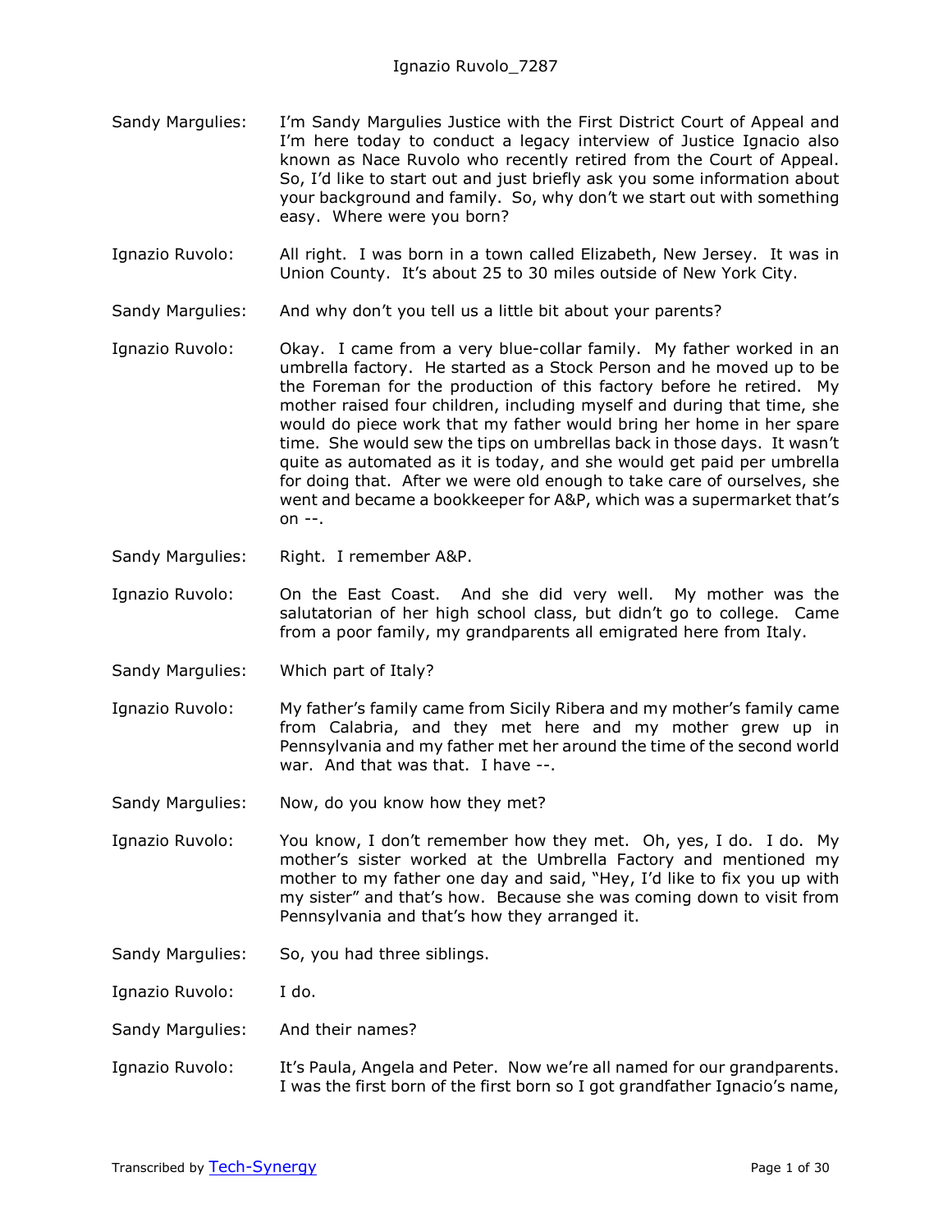# Ignazio Ruvolo_7287

**Sandy Margulies:** I'm Sandy Margulies Justice with the First District Court of Appeal and I'm here today to conduct a legacy interview of Justice Ignacio also known as Nace Ruvolo who recently retired from the Court of Appeal. So, I'd like to start out and just briefly ask you some information about your background and family. So, why don't we start out with something easy. Where were you born?

**Ignazio Ruvolo:** All right. I was born in a town called Elizabeth, New Jersey. It was in Union County. It's about 25 to 30 miles outside of New York City.

**Sandy Margulies:** And why don't you tell us a little bit about your parents?

**Ignazio Ruvolo:** Okay. I came from a very blue-collar family. My father worked in an umbrella factory. He started as a Stock Person and he moved up to be the Foreman for the production of this factory before he retired. My mother raised four children, including myself and during that time, she would do piece work that my father would bring her home in her spare time. She would sew the tips on umbrellas back in those days. It wasn't quite as automated as it is today, and she would get paid per umbrella for doing that. After we were old enough to take care of ourselves, she went and became a bookkeeper for A&P, which was a supermarket that's on --.

**Sandy Margulies:** Right. I remember A&P.

**Ignazio Ruvolo:** On the East Coast. And she did very well. My mother was the salutatorian of her high school class, but didn't go to college. Came from a poor family, my grandparents all emigrated here from Italy.

**Sandy Margulies:** Which part of Italy?

**Ignazio Ruvolo:** My father's family came from Sicily Ribera and my mother's family came from Calabria, and they met here and my mother grew up in Pennsylvania and my father met her around the time of the second world war. And that was that. I have --.

**Sandy Margulies:** Now, do you know how they met?

**Ignazio Ruvolo:** You know, I don't remember how they met. Oh, yes, I do. I do. My mother's sister worked at the Umbrella Factory and mentioned my mother to my father one day and said, "Hey, I'd like to fix you up with my sister" and that's how. Because she was coming down to visit from Pennsylvania and that's how they arranged it.

**Sandy Margulies:** So, you had three siblings.

**Ignazio Ruvolo:** I do.

**Sandy Margulies:** And their names?

**Ignazio Ruvolo:** It's Paula, Angela and Peter. Now we're all named for our grandparents. I was the first born of the first born so I got grandfather Ignacio's name,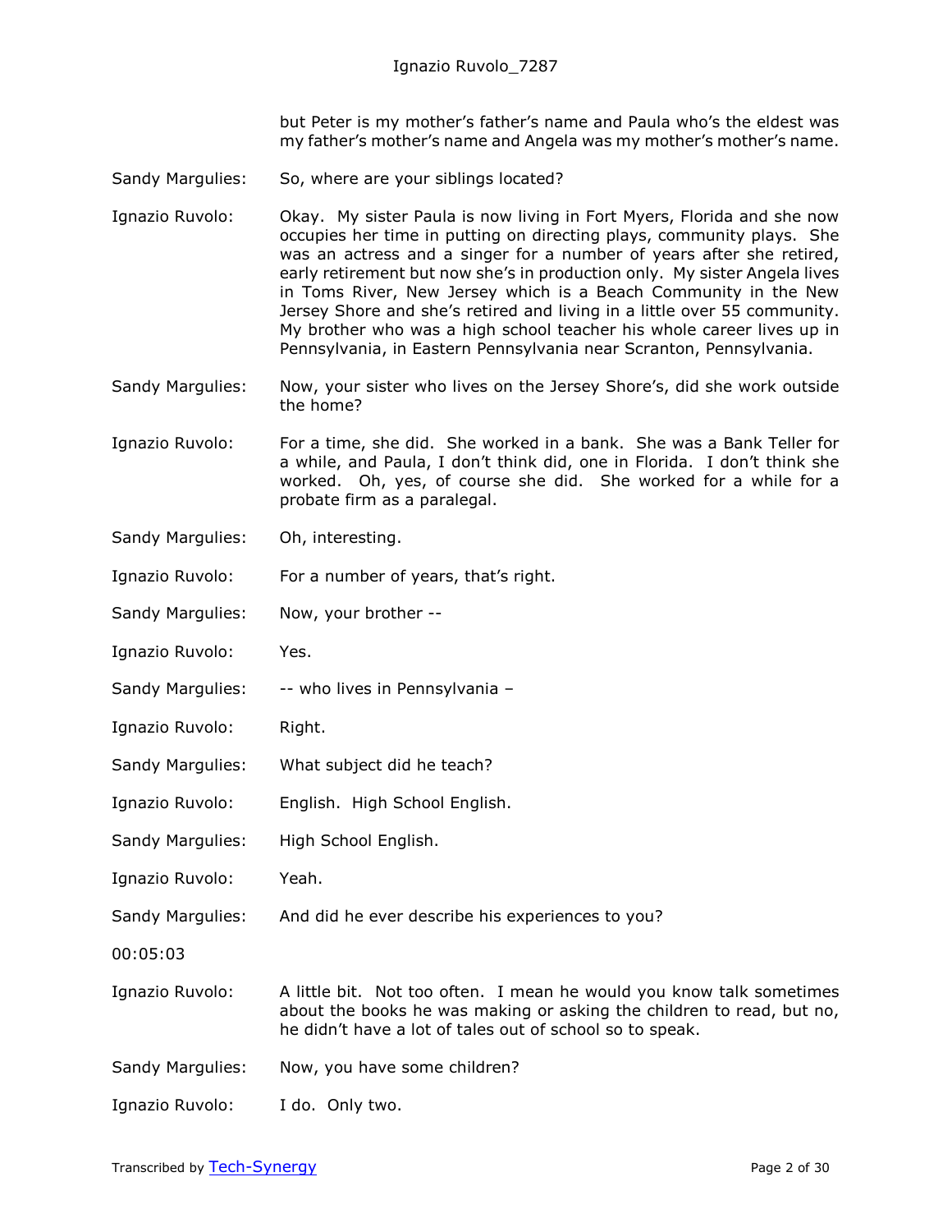but Peter is my mother's father's name and Paula who's the eldest was my father's mother's name and Angela was my mother's mother's name.

Sandy Margulies: So, where are your siblings located?

Ignazio Ruvolo: Okay. My sister Paula is now living in Fort Myers, Florida and she now occupies her time in putting on directing plays, community plays. She was an actress and a singer for a number of years after she retired, early retirement but now she's in production only. My sister Angela lives in Toms River, New Jersey which is a Beach Community in the New Jersey Shore and she's retired and living in a little over 55 community. My brother who was a high school teacher his whole career lives up in Pennsylvania, in Eastern Pennsylvania near Scranton, Pennsylvania.

Sandy Margulies: Now, your sister who lives on the Jersey Shore's, did she work outside the home?

Ignazio Ruvolo: For a time, she did. She worked in a bank. She was a Bank Teller for a while, and Paula, I don't think did, one in Florida. I don't think she worked. Oh, yes, of course she did. She worked for a while for a probate firm as a paralegal.

Sandy Margulies: Oh, interesting.

Ignazio Ruvolo: For a number of years, that's right.

Sandy Margulies: Now, your brother --

Ignazio Ruvolo: Yes.

Sandy Margulies: -- who lives in Pennsylvania –

Ignazio Ruvolo: Right.

Sandy Margulies: What subject did he teach?

Ignazio Ruvolo: English. High School English.

Sandy Margulies: High School English.

Ignazio Ruvolo: Yeah.

Sandy Margulies: And did he ever describe his experiences to you?

00:05:03

Ignazio Ruvolo: A little bit. Not too often. I mean he would you know talk sometimes about the books he was making or asking the children to read, but no, he didn't have a lot of tales out of school so to speak.

Sandy Margulies: Now, you have some children?

Ignazio Ruvolo: I do. Only two.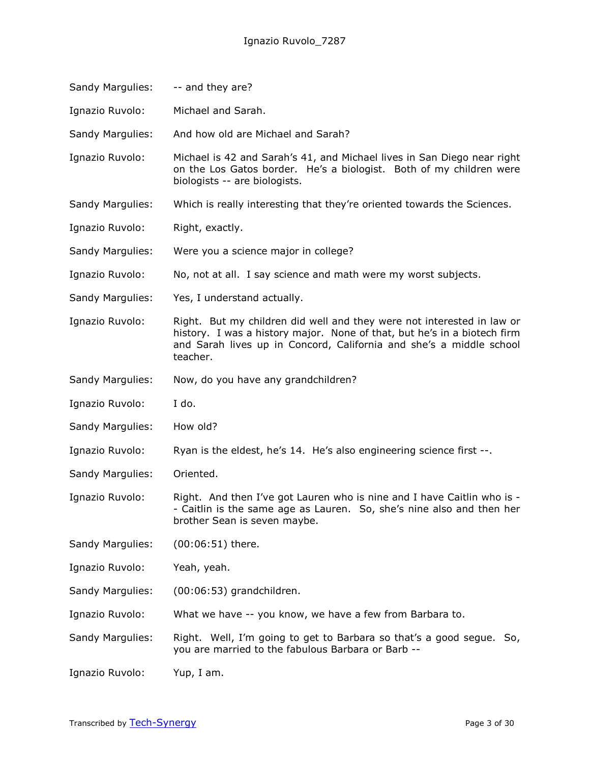Sandy Margulies: -- and they are?

Ignazio Ruvolo: Michael and Sarah.

Sandy Margulies: And how old are Michael and Sarah?

Ignazio Ruvolo: Michael is 42 and Sarah's 41, and Michael lives in San Diego near right on the Los Gatos border. He's a biologist. Both of my children were biologists -- are biologists.

Sandy Margulies: Which is really interesting that they're oriented towards the Sciences.

Ignazio Ruvolo: Right, exactly.

Sandy Margulies: Were you a science major in college?

Ignazio Ruvolo: No, not at all. I say science and math were my worst subjects.

Sandy Margulies: Yes, I understand actually.

Ignazio Ruvolo: Right. But my children did well and they were not interested in law or history. I was a history major. None of that, but he's in a biotech firm and Sarah lives up in Concord, California and she's a middle school teacher.

Sandy Margulies: Now, do you have any grandchildren?

Ignazio Ruvolo: I do.

Sandy Margulies: How old?

Ignazio Ruvolo: Ryan is the eldest, he's 14. He's also engineering science first --.

Sandy Margulies: Oriented.

Ignazio Ruvolo: Right. And then I've got Lauren who is nine and I have Caitlin who is -- Caitlin is the same age as Lauren. So, she's nine also and then her brother Sean is seven maybe.

Sandy Margulies: (00:06:51) there.

Ignazio Ruvolo: Yeah, yeah.

Sandy Margulies: (00:06:53) grandchildren.

Ignazio Ruvolo: What we have -- you know, we have a few from Barbara to.

Sandy Margulies: Right. Well, I'm going to get to Barbara so that's a good segue. So, you are married to the fabulous Barbara or Barb --

Ignazio Ruvolo: Yup, I am.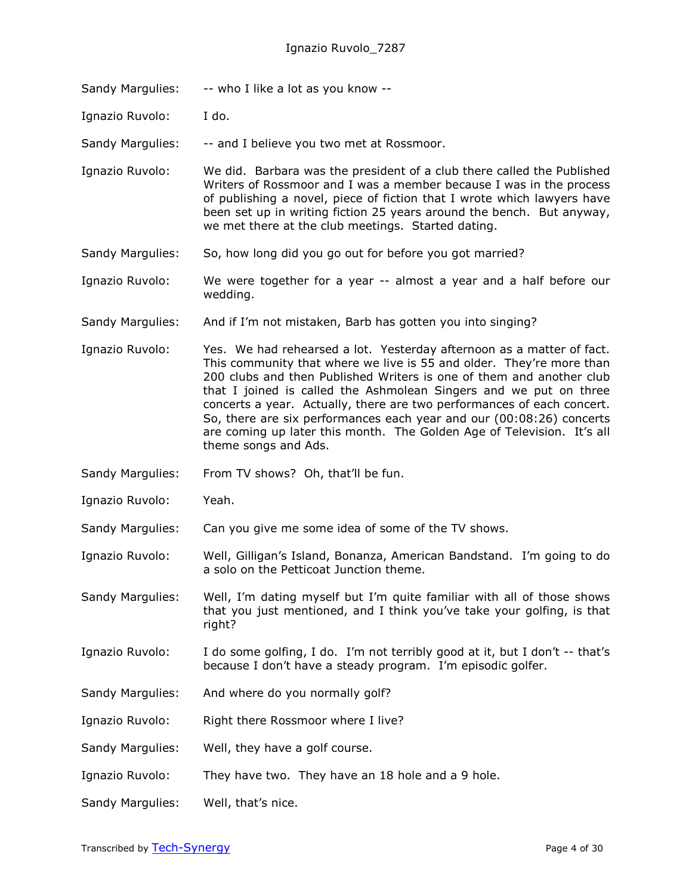Sandy Margulies: -- who I like a lot as you know --

Ignazio Ruvolo: I do.

Sandy Margulies: -- and I believe you two met at Rossmoor.

Ignazio Ruvolo: We did. Barbara was the president of a club there called the Published Writers of Rossmoor and I was a member because I was in the process of publishing a novel, piece of fiction that I wrote which lawyers have been set up in writing fiction 25 years around the bench. But anyway, we met there at the club meetings. Started dating.

Sandy Margulies: So, how long did you go out for before you got married?

Ignazio Ruvolo: We were together for a year -- almost a year and a half before our wedding.

Sandy Margulies: And if I'm not mistaken, Barb has gotten you into singing?

Ignazio Ruvolo: Yes. We had rehearsed a lot. Yesterday afternoon as a matter of fact. This community that where we live is 55 and older. They're more than 200 clubs and then Published Writers is one of them and another club that I joined is called the Ashmolean Singers and we put on three concerts a year. Actually, there are two performances of each concert. So, there are six performances each year and our (00:08:26) concerts are coming up later this month. The Golden Age of Television. It's all theme songs and Ads.

Sandy Margulies: From TV shows? Oh, that'll be fun.

Ignazio Ruvolo: Yeah.

Sandy Margulies: Can you give me some idea of some of the TV shows.

Ignazio Ruvolo: Well, Gilligan's Island, Bonanza, American Bandstand. I'm going to do a solo on the Petticoat Junction theme.

Sandy Margulies: Well, I'm dating myself but I'm quite familiar with all of those shows that you just mentioned, and I think you've take your golfing, is that right?

Ignazio Ruvolo: I do some golfing, I do. I'm not terribly good at it, but I don't -- that's because I don't have a steady program. I'm episodic golfer.

Sandy Margulies: And where do you normally golf?

Ignazio Ruvolo: Right there Rossmoor where I live?

Sandy Margulies: Well, they have a golf course.

Ignazio Ruvolo: They have two. They have an 18 hole and a 9 hole.

Sandy Margulies: Well, that's nice.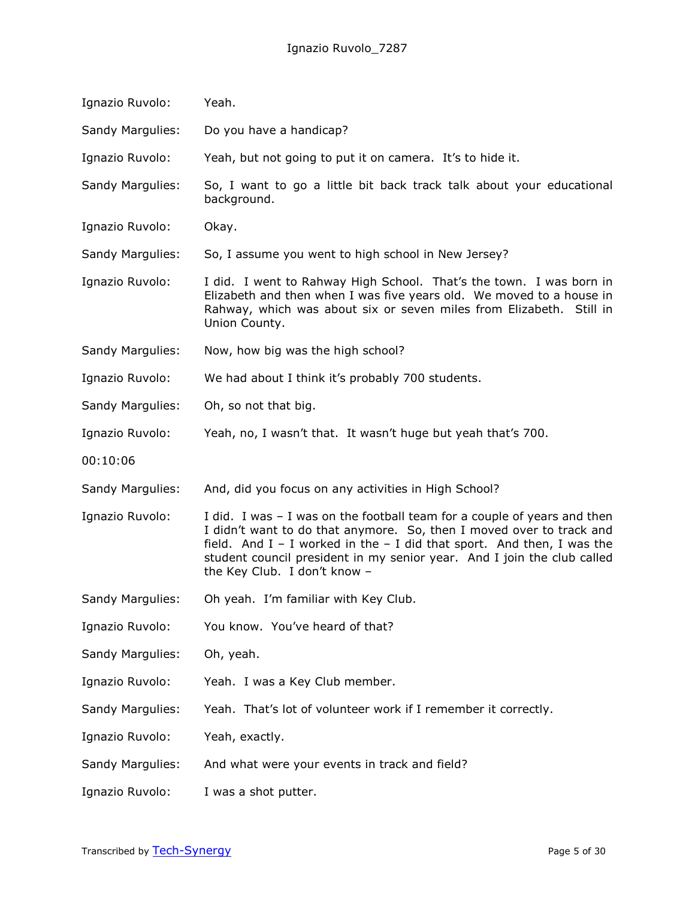Ignazio Ruvolo: Yeah.

Sandy Margulies: Do you have a handicap?

Ignazio Ruvolo: Yeah, but not going to put it on camera. It's to hide it.

Sandy Margulies: So, I want to go a little bit back track talk about your educational background.

Ignazio Ruvolo: Okay.

Sandy Margulies: So, I assume you went to high school in New Jersey?

Ignazio Ruvolo: I did. I went to Rahway High School. That's the town. I was born in Elizabeth and then when I was five years old. We moved to a house in Rahway, which was about six or seven miles from Elizabeth. Still in Union County.

Sandy Margulies: Now, how big was the high school?

Ignazio Ruvolo: We had about I think it's probably 700 students.

Sandy Margulies: Oh, so not that big.

Ignazio Ruvolo: Yeah, no, I wasn't that. It wasn't huge but yeah that's 700.

00:10:06

Sandy Margulies: And, did you focus on any activities in High School?

Ignazio Ruvolo: I did. I was – I was on the football team for a couple of years and then I didn't want to do that anymore. So, then I moved over to track and field. And I – I worked in the – I did that sport. And then, I was the student council president in my senior year. And I join the club called the Key Club. I don't know –

Sandy Margulies: Oh yeah. I'm familiar with Key Club.

Ignazio Ruvolo: You know. You've heard of that?

Sandy Margulies: Oh, yeah.

Ignazio Ruvolo: Yeah. I was a Key Club member.

Sandy Margulies: Yeah. That's lot of volunteer work if I remember it correctly.

Ignazio Ruvolo: Yeah, exactly.

Sandy Margulies: And what were your events in track and field?

Ignazio Ruvolo: I was a shot putter.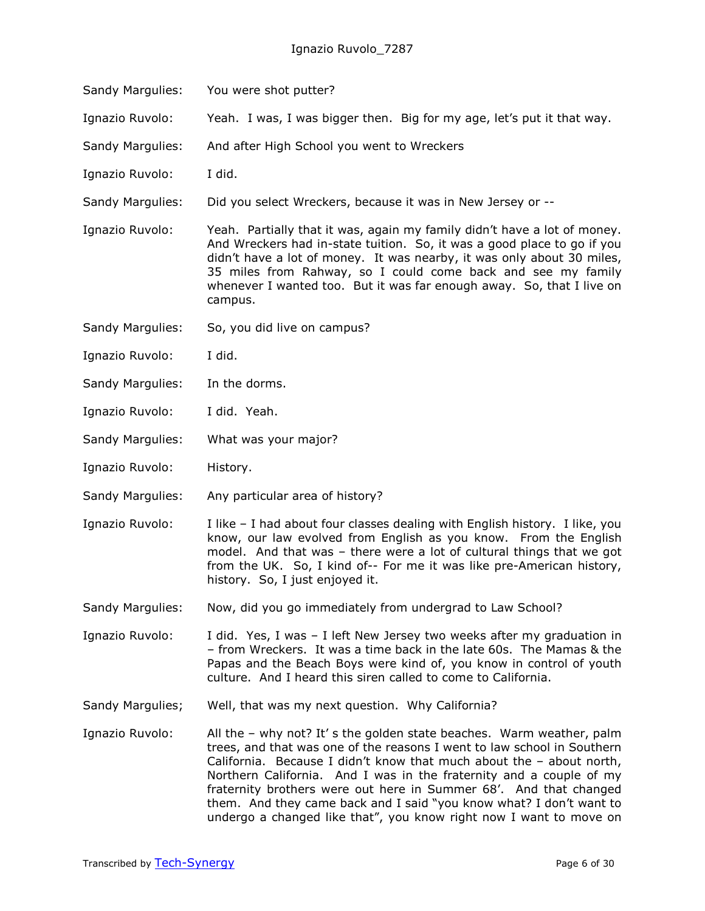Sandy Margulies: You were shot putter?

Ignazio Ruvolo: Yeah. I was, I was bigger then. Big for my age, let's put it that way.

Sandy Margulies: And after High School you went to Wreckers

Ignazio Ruvolo: I did.

Sandy Margulies: Did you select Wreckers, because it was in New Jersey or --

Ignazio Ruvolo: Yeah. Partially that it was, again my family didn't have a lot of money. And Wreckers had in-state tuition. So, it was a good place to go if you didn't have a lot of money. It was nearby, it was only about 30 miles, 35 miles from Rahway, so I could come back and see my family whenever I wanted too. But it was far enough away. So, that I live on campus.

Sandy Margulies: So, you did live on campus?

Ignazio Ruvolo: I did.

Sandy Margulies: In the dorms.

Ignazio Ruvolo: I did. Yeah.

Sandy Margulies: What was your major?

Ignazio Ruvolo: History.

Sandy Margulies: Any particular area of history?

Ignazio Ruvolo: I like – I had about four classes dealing with English history. I like, you know, our law evolved from English as you know. From the English model. And that was – there were a lot of cultural things that we got from the UK. So, I kind of-- For me it was like pre-American history, history. So, I just enjoyed it.

Sandy Margulies: Now, did you go immediately from undergrad to Law School?

Ignazio Ruvolo: I did. Yes, I was – I left New Jersey two weeks after my graduation in – from Wreckers. It was a time back in the late 60s. The Mamas & the Papas and the Beach Boys were kind of, you know in control of youth culture. And I heard this siren called to come to California.

Sandy Margulies; Well, that was my next question. Why California?

Ignazio Ruvolo: All the – why not? It' s the golden state beaches. Warm weather, palm trees, and that was one of the reasons I went to law school in Southern California. Because I didn't know that much about the – about north, Northern California. And I was in the fraternity and a couple of my fraternity brothers were out here in Summer 68'. And that changed them. And they came back and I said "you know what? I don't want to undergo a changed like that", you know right now I want to move on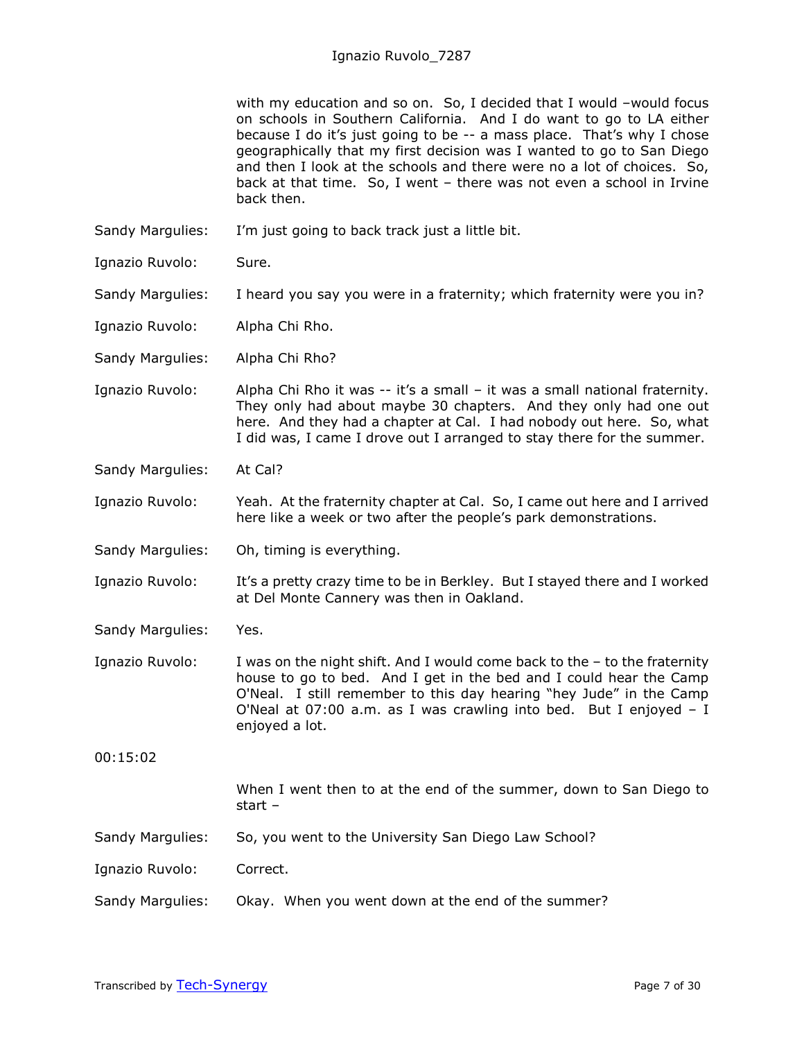with my education and so on. So, I decided that I would –would focus on schools in Southern California. And I do want to go to LA either because I do it's just going to be -- a mass place. That's why I chose geographically that my first decision was I wanted to go to San Diego and then I look at the schools and there were no a lot of choices. So, back at that time. So, I went – there was not even a school in Irvine back then.

Sandy Margulies: I'm just going to back track just a little bit.

Ignazio Ruvolo: Sure.

Sandy Margulies: I heard you say you were in a fraternity; which fraternity were you in?

Ignazio Ruvolo: Alpha Chi Rho.

Sandy Margulies: Alpha Chi Rho?

Ignazio Ruvolo: Alpha Chi Rho it was -- it's a small – it was a small national fraternity. They only had about maybe 30 chapters. And they only had one out here. And they had a chapter at Cal. I had nobody out here. So, what I did was, I came I drove out I arranged to stay there for the summer.

Sandy Margulies: At Cal?

Ignazio Ruvolo: Yeah. At the fraternity chapter at Cal. So, I came out here and I arrived here like a week or two after the people's park demonstrations.

Sandy Margulies: Oh, timing is everything.

Ignazio Ruvolo: It's a pretty crazy time to be in Berkley. But I stayed there and I worked at Del Monte Cannery was then in Oakland.

Sandy Margulies: Yes.

Ignazio Ruvolo: I was on the night shift. And I would come back to the – to the fraternity house to go to bed. And I get in the bed and I could hear the Camp O'Neal. I still remember to this day hearing "hey Jude" in the Camp O'Neal at 07:00 a.m. as I was crawling into bed. But I enjoyed – I enjoyed a lot.

00:15:02

When I went then to at the end of the summer, down to San Diego to start –

Sandy Margulies: So, you went to the University San Diego Law School?

Ignazio Ruvolo: Correct.

Sandy Margulies: Okay. When you went down at the end of the summer?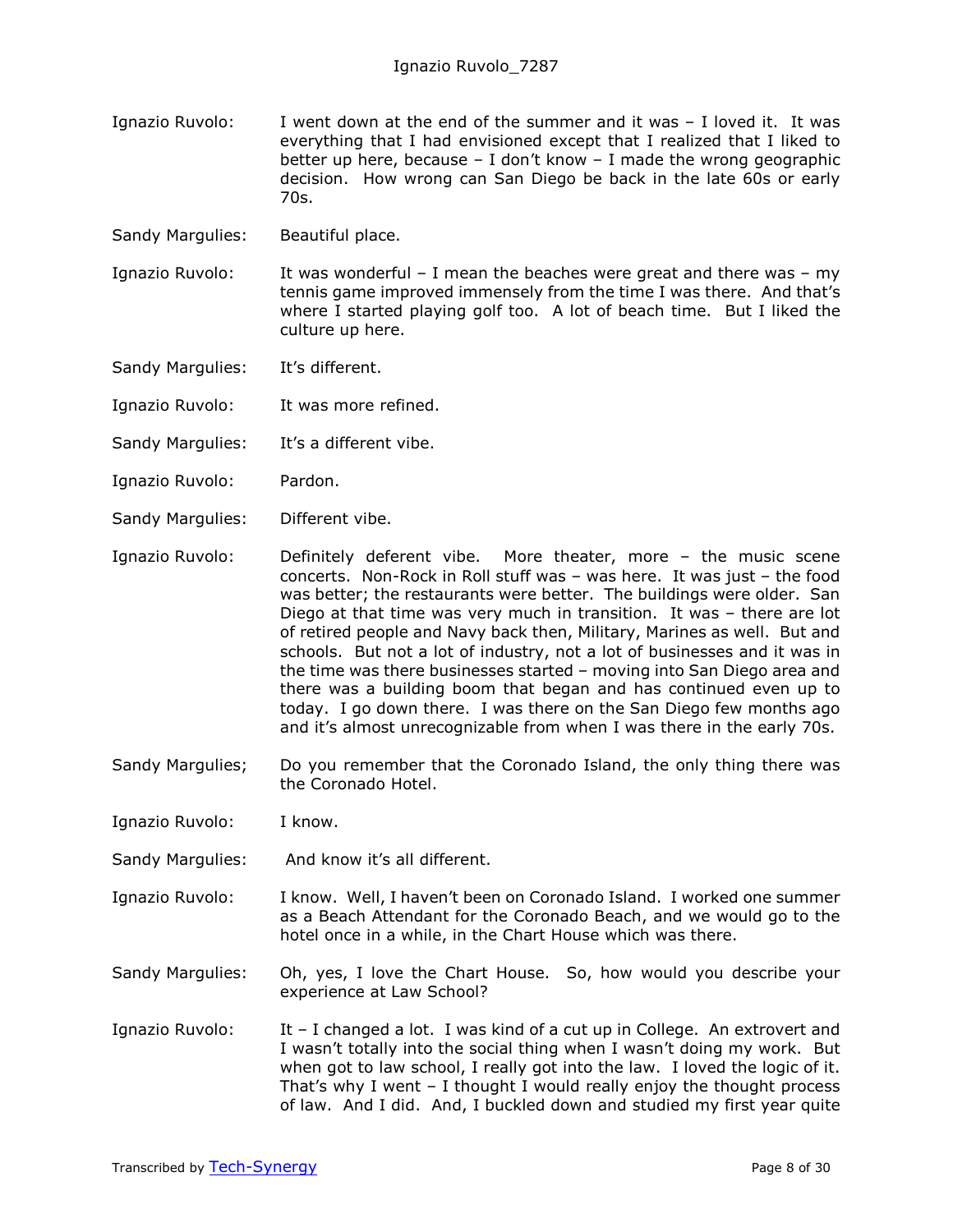Ignazio Ruvolo: I went down at the end of the summer and it was – I loved it. It was everything that I had envisioned except that I realized that I liked to better up here, because – I don't know – I made the wrong geographic decision. How wrong can San Diego be back in the late 60s or early 70s.

Sandy Margulies: Beautiful place.

Ignazio Ruvolo: It was wonderful – I mean the beaches were great and there was – my tennis game improved immensely from the time I was there. And that's where I started playing golf too. A lot of beach time. But I liked the culture up here.

Sandy Margulies: It's different.

Ignazio Ruvolo: It was more refined.

Sandy Margulies: It's a different vibe.

Ignazio Ruvolo: Pardon.

Sandy Margulies: Different vibe.

Ignazio Ruvolo: Definitely deferent vibe. More theater, more – the music scene concerts. Non-Rock in Roll stuff was – was here. It was just – the food was better; the restaurants were better. The buildings were older. San Diego at that time was very much in transition. It was – there are lot of retired people and Navy back then, Military, Marines as well. But and schools. But not a lot of industry, not a lot of businesses and it was in the time was there businesses started – moving into San Diego area and there was a building boom that began and has continued even up to today. I go down there. I was there on the San Diego few months ago and it's almost unrecognizable from when I was there in the early 70s.

Sandy Margulies; Do you remember that the Coronado Island, the only thing there was the Coronado Hotel.

Ignazio Ruvolo: I know.

Sandy Margulies: And know it's all different.

Ignazio Ruvolo: I know. Well, I haven't been on Coronado Island. I worked one summer as a Beach Attendant for the Coronado Beach, and we would go to the hotel once in a while, in the Chart House which was there.

Sandy Margulies: Oh, yes, I love the Chart House. So, how would you describe your experience at Law School?

Ignazio Ruvolo: It – I changed a lot. I was kind of a cut up in College. An extrovert and I wasn't totally into the social thing when I wasn't doing my work. But when got to law school, I really got into the law. I loved the logic of it. That's why I went – I thought I would really enjoy the thought process of law. And I did. And, I buckled down and studied my first year quite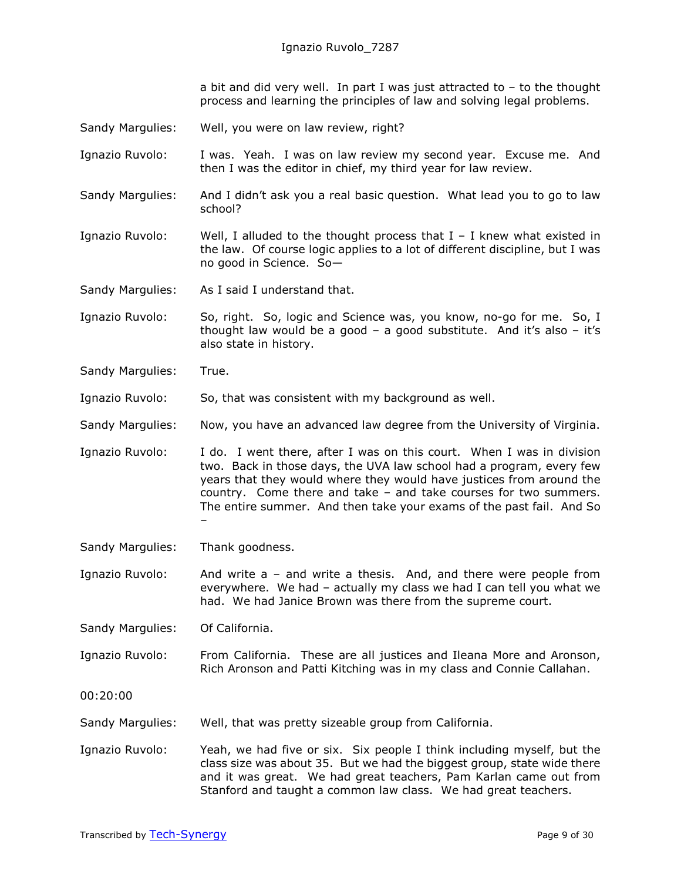a bit and did very well. In part I was just attracted to – to the thought process and learning the principles of law and solving legal problems.

Sandy Margulies: Well, you were on law review, right?

Ignazio Ruvolo: I was. Yeah. I was on law review my second year. Excuse me. And then I was the editor in chief, my third year for law review.

Sandy Margulies: And I didn't ask you a real basic question. What lead you to go to law school?

Ignazio Ruvolo: Well, I alluded to the thought process that I – I knew what existed in the law. Of course logic applies to a lot of different discipline, but I was no good in Science. So—

Sandy Margulies: As I said I understand that.

Ignazio Ruvolo: So, right. So, logic and Science was, you know, no-go for me. So, I thought law would be a good – a good substitute. And it's also – it's also state in history.

Sandy Margulies: True.

Ignazio Ruvolo: So, that was consistent with my background as well.

Sandy Margulies: Now, you have an advanced law degree from the University of Virginia.

Ignazio Ruvolo: I do. I went there, after I was on this court. When I was in division two. Back in those days, the UVA law school had a program, every few years that they would where they would have justices from around the country. Come there and take – and take courses for two summers. The entire summer. And then take your exams of the past fail. And So –

Sandy Margulies: Thank goodness.

Ignazio Ruvolo: And write a – and write a thesis. And, and there were people from everywhere. We had – actually my class we had I can tell you what we had. We had Janice Brown was there from the supreme court.

Sandy Margulies: Of California.

Ignazio Ruvolo: From California. These are all justices and Ileana More and Aronson, Rich Aronson and Patti Kitching was in my class and Connie Callahan.

00:20:00

Sandy Margulies: Well, that was pretty sizeable group from California.

Ignazio Ruvolo: Yeah, we had five or six. Six people I think including myself, but the class size was about 35. But we had the biggest group, state wide there and it was great. We had great teachers, Pam Karlan came out from Stanford and taught a common law class. We had great teachers.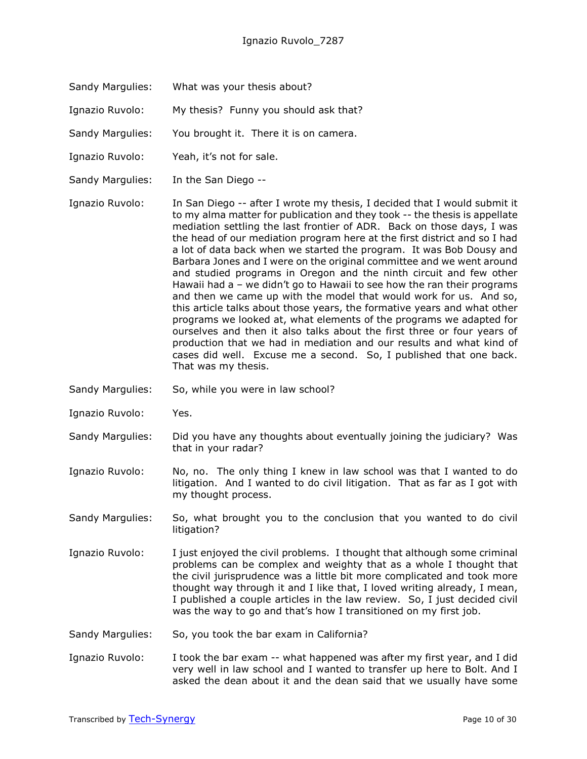Sandy Margulies: What was your thesis about?

Ignazio Ruvolo: My thesis? Funny you should ask that?

Sandy Margulies: You brought it. There it is on camera.

Ignazio Ruvolo: Yeah, it's not for sale.

Sandy Margulies: In the San Diego --

Ignazio Ruvolo: In San Diego -- after I wrote my thesis, I decided that I would submit it to my alma matter for publication and they took -- the thesis is appellate mediation settling the last frontier of ADR. Back on those days, I was the head of our mediation program here at the first district and so I had a lot of data back when we started the program. It was Bob Dousy and Barbara Jones and I were on the original committee and we went around and studied programs in Oregon and the ninth circuit and few other Hawaii had a – we didn't go to Hawaii to see how the ran their programs and then we came up with the model that would work for us. And so, this article talks about those years, the formative years and what other programs we looked at, what elements of the programs we adapted for ourselves and then it also talks about the first three or four years of production that we had in mediation and our results and what kind of cases did well. Excuse me a second. So, I published that one back. That was my thesis.

Sandy Margulies: So, while you were in law school?

Ignazio Ruvolo: Yes.

Sandy Margulies: Did you have any thoughts about eventually joining the judiciary? Was that in your radar?

Ignazio Ruvolo: No, no. The only thing I knew in law school was that I wanted to do litigation. And I wanted to do civil litigation. That as far as I got with my thought process.

Sandy Margulies: So, what brought you to the conclusion that you wanted to do civil litigation?

Ignazio Ruvolo: I just enjoyed the civil problems. I thought that although some criminal problems can be complex and weighty that as a whole I thought that the civil jurisprudence was a little bit more complicated and took more thought way through it and I like that, I loved writing already, I mean, I published a couple articles in the law review. So, I just decided civil was the way to go and that's how I transitioned on my first job.

Sandy Margulies: So, you took the bar exam in California?

Ignazio Ruvolo: I took the bar exam -- what happened was after my first year, and I did very well in law school and I wanted to transfer up here to Bolt. And I asked the dean about it and the dean said that we usually have some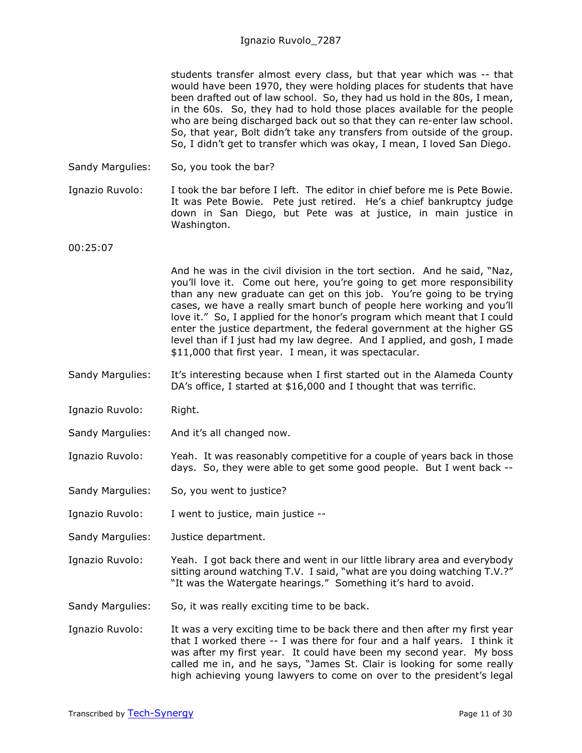students transfer almost every class, but that year which was -- that would have been 1970, they were holding places for students that have been drafted out of law school. So, they had us hold in the 80s, I mean, in the 60s. So, they had to hold those places available for the people who are being discharged back out so that they can re-enter law school. So, that year, Bolt didn't take any transfers from outside of the group. So, I didn't get to transfer which was okay, I mean, I loved San Diego.

Sandy Margulies: So, you took the bar?

Ignazio Ruvolo: I took the bar before I left. The editor in chief before me is Pete Bowie. It was Pete Bowie. Pete just retired. He's a chief bankruptcy judge down in San Diego, but Pete was at justice, in main justice in Washington.

00:25:07

And he was in the civil division in the tort section. And he said, "Naz, you'll love it. Come out here, you're going to get more responsibility than any new graduate can get on this job. You're going to be trying cases, we have a really smart bunch of people here working and you'll love it." So, I applied for the honor's program which meant that I could enter the justice department, the federal government at the higher GS level than if I just had my law degree. And I applied, and gosh, I made $11,000 that first year. I mean, it was spectacular.

Sandy Margulies: It's interesting because when I first started out in the Alameda County DA's office, I started at $16,000 and I thought that was terrific.

Ignazio Ruvolo: Right.

Sandy Margulies: And it's all changed now.

Ignazio Ruvolo: Yeah. It was reasonably competitive for a couple of years back in those days. So, they were able to get some good people. But I went back --

Sandy Margulies: So, you went to justice?

Ignazio Ruvolo: I went to justice, main justice --

Sandy Margulies: Justice department.

Ignazio Ruvolo: Yeah. I got back there and went in our little library area and everybody sitting around watching T.V. I said, "what are you doing watching T.V.?" "It was the Watergate hearings." Something it's hard to avoid.

Sandy Margulies: So, it was really exciting time to be back.

Ignazio Ruvolo: It was a very exciting time to be back there and then after my first year that I worked there -- I was there for four and a half years. I think it was after my first year. It could have been my second year. My boss called me in, and he says, "James St. Clair is looking for some really high achieving young lawyers to come on over to the president's legal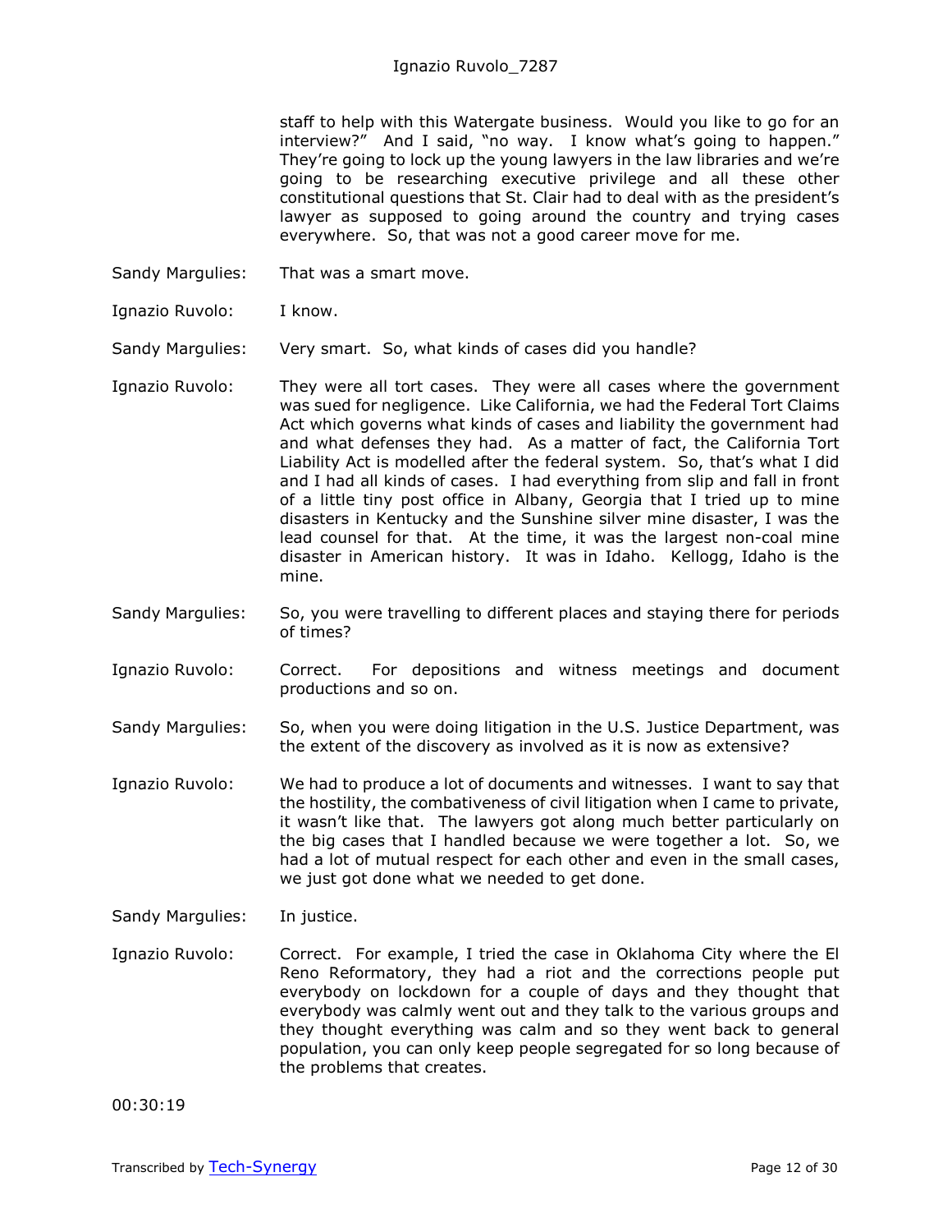staff to help with this Watergate business. Would you like to go for an interview?" And I said, "no way. I know what's going to happen." They're going to lock up the young lawyers in the law libraries and we're going to be researching executive privilege and all these other constitutional questions that St. Clair had to deal with as the president's lawyer as supposed to going around the country and trying cases everywhere. So, that was not a good career move for me.

Sandy Margulies: That was a smart move.

Ignazio Ruvolo: I know.

Sandy Margulies: Very smart. So, what kinds of cases did you handle?

Ignazio Ruvolo: They were all tort cases. They were all cases where the government was sued for negligence. Like California, we had the Federal Tort Claims Act which governs what kinds of cases and liability the government had and what defenses they had. As a matter of fact, the California Tort Liability Act is modelled after the federal system. So, that's what I did and I had all kinds of cases. I had everything from slip and fall in front of a little tiny post office in Albany, Georgia that I tried up to mine disasters in Kentucky and the Sunshine silver mine disaster, I was the lead counsel for that. At the time, it was the largest non-coal mine disaster in American history. It was in Idaho. Kellogg, Idaho is the mine.

Sandy Margulies: So, you were travelling to different places and staying there for periods of times?

Ignazio Ruvolo: Correct. For depositions and witness meetings and document productions and so on.

Sandy Margulies: So, when you were doing litigation in the U.S. Justice Department, was the extent of the discovery as involved as it is now as extensive?

Ignazio Ruvolo: We had to produce a lot of documents and witnesses. I want to say that the hostility, the combativeness of civil litigation when I came to private, it wasn't like that. The lawyers got along much better particularly on the big cases that I handled because we were together a lot. So, we had a lot of mutual respect for each other and even in the small cases, we just got done what we needed to get done.

Sandy Margulies: In justice.

Ignazio Ruvolo: Correct. For example, I tried the case in Oklahoma City where the El Reno Reformatory, they had a riot and the corrections people put everybody on lockdown for a couple of days and they thought that everybody was calmly went out and they talk to the various groups and they thought everything was calm and so they went back to general population, you can only keep people segregated for so long because of the problems that creates.

00:30:19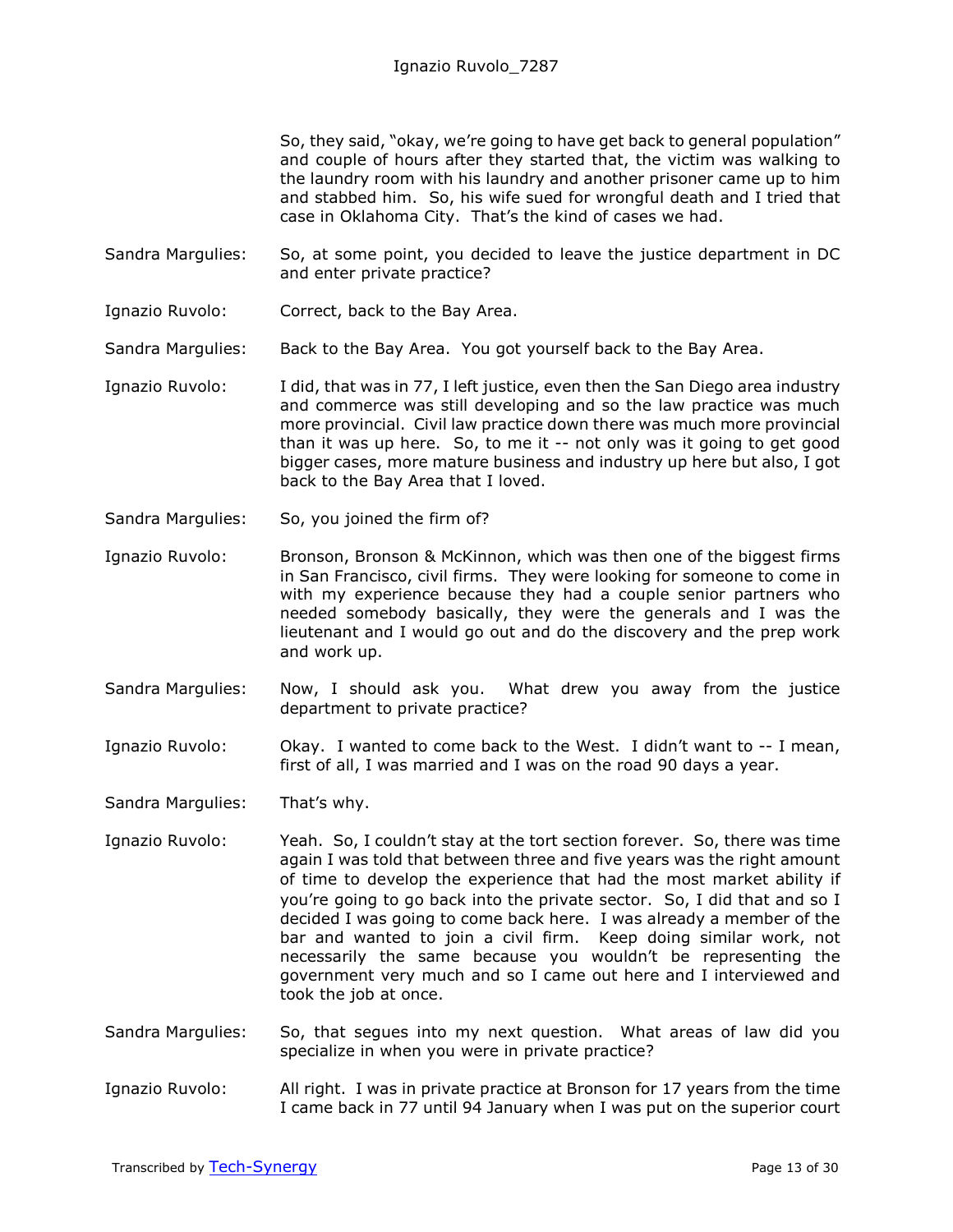So, they said, "okay, we're going to have get back to general population" and couple of hours after they started that, the victim was walking to the laundry room with his laundry and another prisoner came up to him and stabbed him. So, his wife sued for wrongful death and I tried that case in Oklahoma City. That's the kind of cases we had.

Sandra Margulies: So, at some point, you decided to leave the justice department in DC and enter private practice?

Ignazio Ruvolo: Correct, back to the Bay Area.

Sandra Margulies: Back to the Bay Area. You got yourself back to the Bay Area.

Ignazio Ruvolo: I did, that was in 77, I left justice, even then the San Diego area industry and commerce was still developing and so the law practice was much more provincial. Civil law practice down there was much more provincial than it was up here. So, to me it -- not only was it going to get good bigger cases, more mature business and industry up here but also, I got back to the Bay Area that I loved.

Sandra Margulies: So, you joined the firm of?

Ignazio Ruvolo: Bronson, Bronson & McKinnon, which was then one of the biggest firms in San Francisco, civil firms. They were looking for someone to come in with my experience because they had a couple senior partners who needed somebody basically, they were the generals and I was the lieutenant and I would go out and do the discovery and the prep work and work up.

Sandra Margulies: Now, I should ask you. What drew you away from the justice department to private practice?

Ignazio Ruvolo: Okay. I wanted to come back to the West. I didn't want to -- I mean, first of all, I was married and I was on the road 90 days a year.

Sandra Margulies: That's why.

Ignazio Ruvolo: Yeah. So, I couldn't stay at the tort section forever. So, there was time again I was told that between three and five years was the right amount of time to develop the experience that had the most market ability if you're going to go back into the private sector. So, I did that and so I decided I was going to come back here. I was already a member of the bar and wanted to join a civil firm. Keep doing similar work, not necessarily the same because you wouldn't be representing the government very much and so I came out here and I interviewed and took the job at once.

Sandra Margulies: So, that segues into my next question. What areas of law did you specialize in when you were in private practice?

Ignazio Ruvolo: All right. I was in private practice at Bronson for 17 years from the time I came back in 77 until 94 January when I was put on the superior court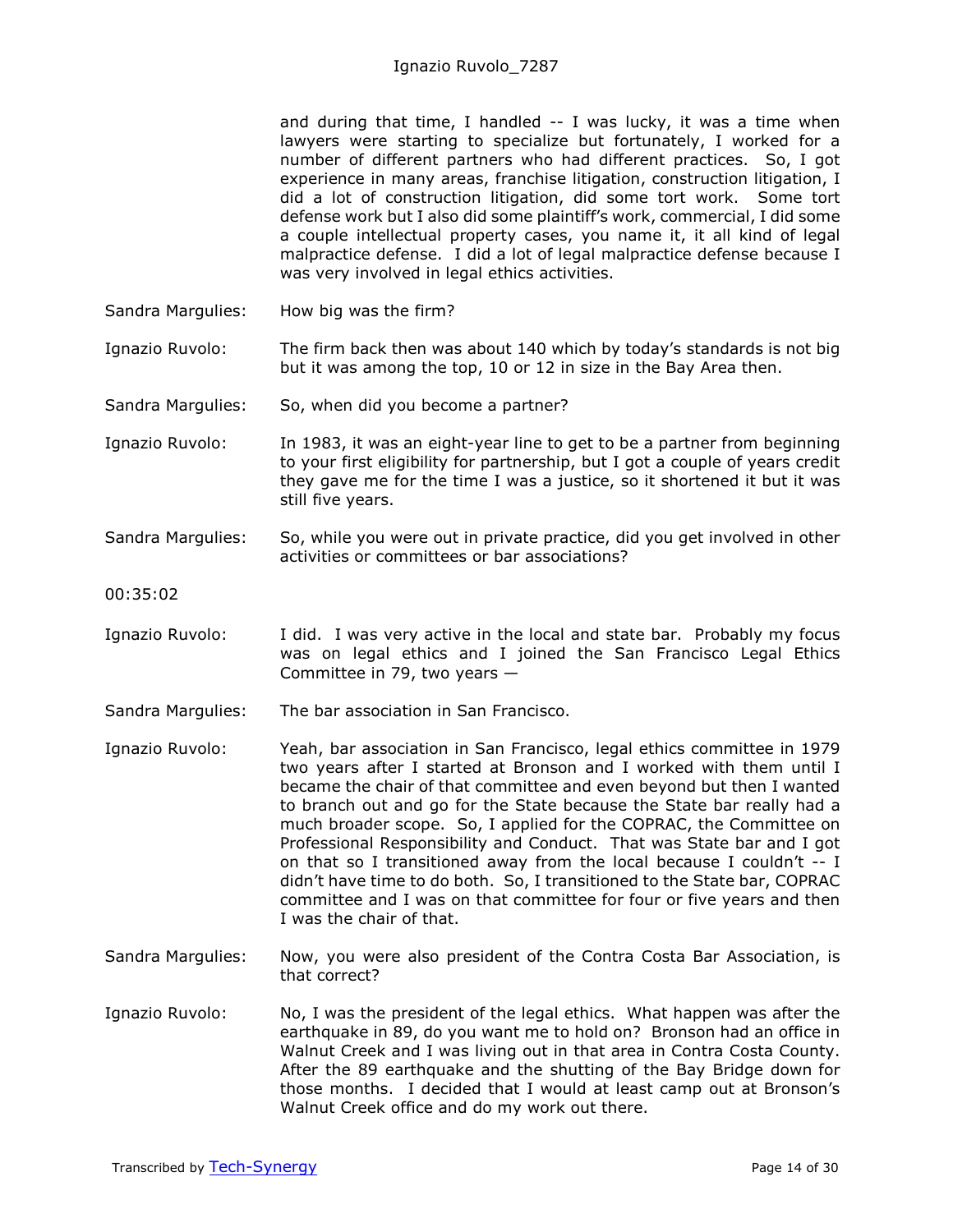and during that time, I handled -- I was lucky, it was a time when lawyers were starting to specialize but fortunately, I worked for a number of different partners who had different practices. So, I got experience in many areas, franchise litigation, construction litigation, I did a lot of construction litigation, did some tort work. Some tort defense work but I also did some plaintiff's work, commercial, I did some a couple intellectual property cases, you name it, it all kind of legal malpractice defense. I did a lot of legal malpractice defense because I was very involved in legal ethics activities.

Sandra Margulies: How big was the firm?

Ignazio Ruvolo: The firm back then was about 140 which by today's standards is not big but it was among the top, 10 or 12 in size in the Bay Area then.

Sandra Margulies: So, when did you become a partner?

Ignazio Ruvolo: In 1983, it was an eight-year line to get to be a partner from beginning to your first eligibility for partnership, but I got a couple of years credit they gave me for the time I was a justice, so it shortened it but it was still five years.

Sandra Margulies: So, while you were out in private practice, did you get involved in other activities or committees or bar associations?

00:35:02

Ignazio Ruvolo: I did. I was very active in the local and state bar. Probably my focus was on legal ethics and I joined the San Francisco Legal Ethics Committee in 79, two years —

Sandra Margulies: The bar association in San Francisco.

Ignazio Ruvolo: Yeah, bar association in San Francisco, legal ethics committee in 1979 two years after I started at Bronson and I worked with them until I became the chair of that committee and even beyond but then I wanted to branch out and go for the State because the State bar really had a much broader scope. So, I applied for the COPRAC, the Committee on Professional Responsibility and Conduct. That was State bar and I got on that so I transitioned away from the local because I couldn't -- I didn't have time to do both. So, I transitioned to the State bar, COPRAC committee and I was on that committee for four or five years and then I was the chair of that.

Sandra Margulies: Now, you were also president of the Contra Costa Bar Association, is that correct?

Ignazio Ruvolo: No, I was the president of the legal ethics. What happen was after the earthquake in 89, do you want me to hold on? Bronson had an office in Walnut Creek and I was living out in that area in Contra Costa County. After the 89 earthquake and the shutting of the Bay Bridge down for those months. I decided that I would at least camp out at Bronson's Walnut Creek office and do my work out there.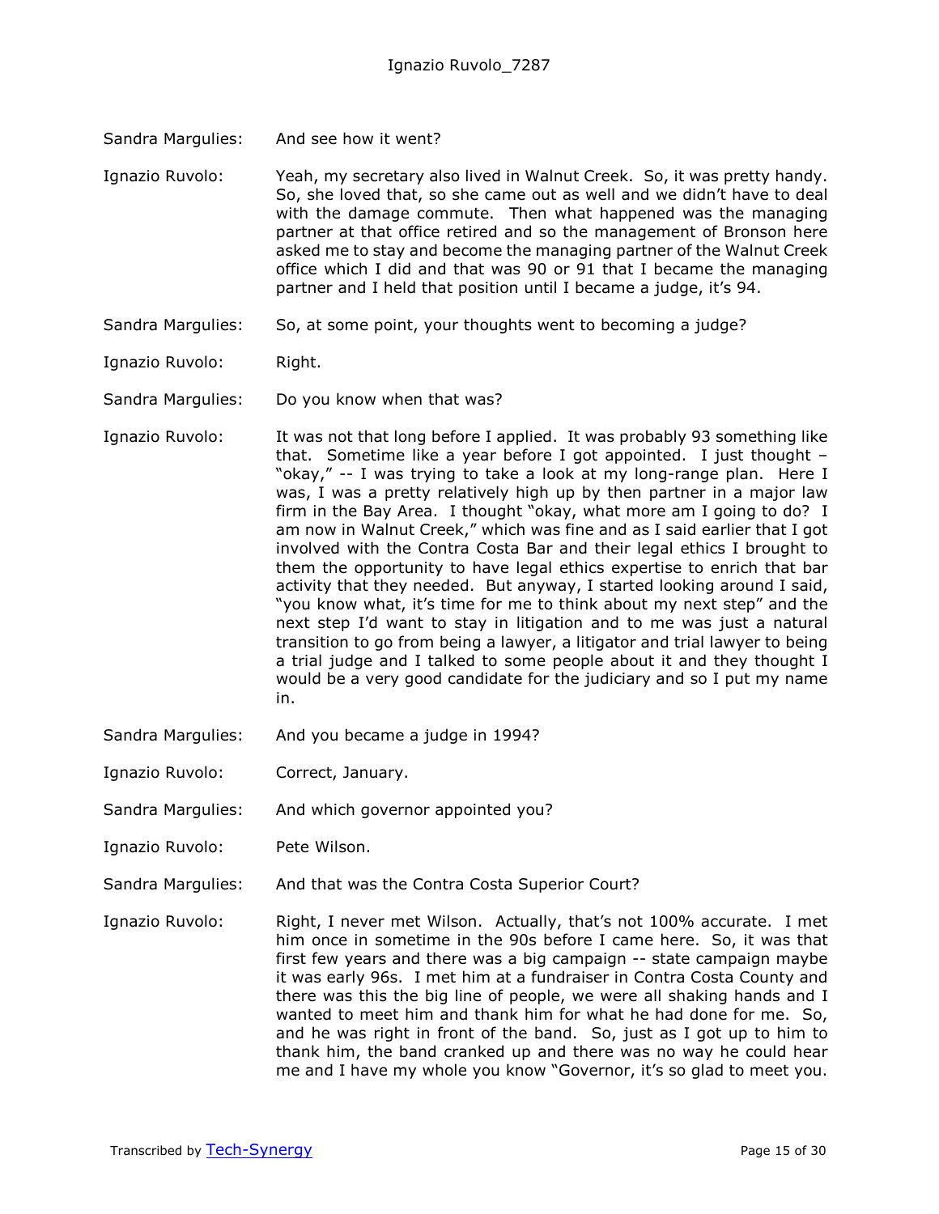Sandra Margulies: And see how it went?

Ignazio Ruvolo: Yeah, my secretary also lived in Walnut Creek. So, it was pretty handy. So, she loved that, so she came out as well and we didn't have to deal with the damage commute. Then what happened was the managing partner at that office retired and so the management of Bronson here asked me to stay and become the managing partner of the Walnut Creek office which I did and that was 90 or 91 that I became the managing partner and I held that position until I became a judge, it's 94.

Sandra Margulies: So, at some point, your thoughts went to becoming a judge?

Ignazio Ruvolo: Right.

Sandra Margulies: Do you know when that was?

Ignazio Ruvolo: It was not that long before I applied. It was probably 93 something like that. Sometime like a year before I got appointed. I just thought – "okay," -- I was trying to take a look at my long-range plan. Here I was, I was a pretty relatively high up by then partner in a major law firm in the Bay Area. I thought "okay, what more am I going to do? I am now in Walnut Creek," which was fine and as I said earlier that I got involved with the Contra Costa Bar and their legal ethics I brought to them the opportunity to have legal ethics expertise to enrich that bar activity that they needed. But anyway, I started looking around I said, "you know what, it's time for me to think about my next step" and the next step I'd want to stay in litigation and to me was just a natural transition to go from being a lawyer, a litigator and trial lawyer to being a trial judge and I talked to some people about it and they thought I would be a very good candidate for the judiciary and so I put my name in.

Sandra Margulies: And you became a judge in 1994?

Ignazio Ruvolo: Correct, January.

Sandra Margulies: And which governor appointed you?

Ignazio Ruvolo: Pete Wilson.

Sandra Margulies: And that was the Contra Costa Superior Court?

Ignazio Ruvolo: Right, I never met Wilson. Actually, that's not 100% accurate. I met him once in sometime in the 90s before I came here. So, it was that first few years and there was a big campaign -- state campaign maybe it was early 96s. I met him at a fundraiser in Contra Costa County and there was this the big line of people, we were all shaking hands and I wanted to meet him and thank him for what he had done for me. So, and he was right in front of the band. So, just as I got up to him to thank him, the band cranked up and there was no way he could hear me and I have my whole you know "Governor, it's so glad to meet you.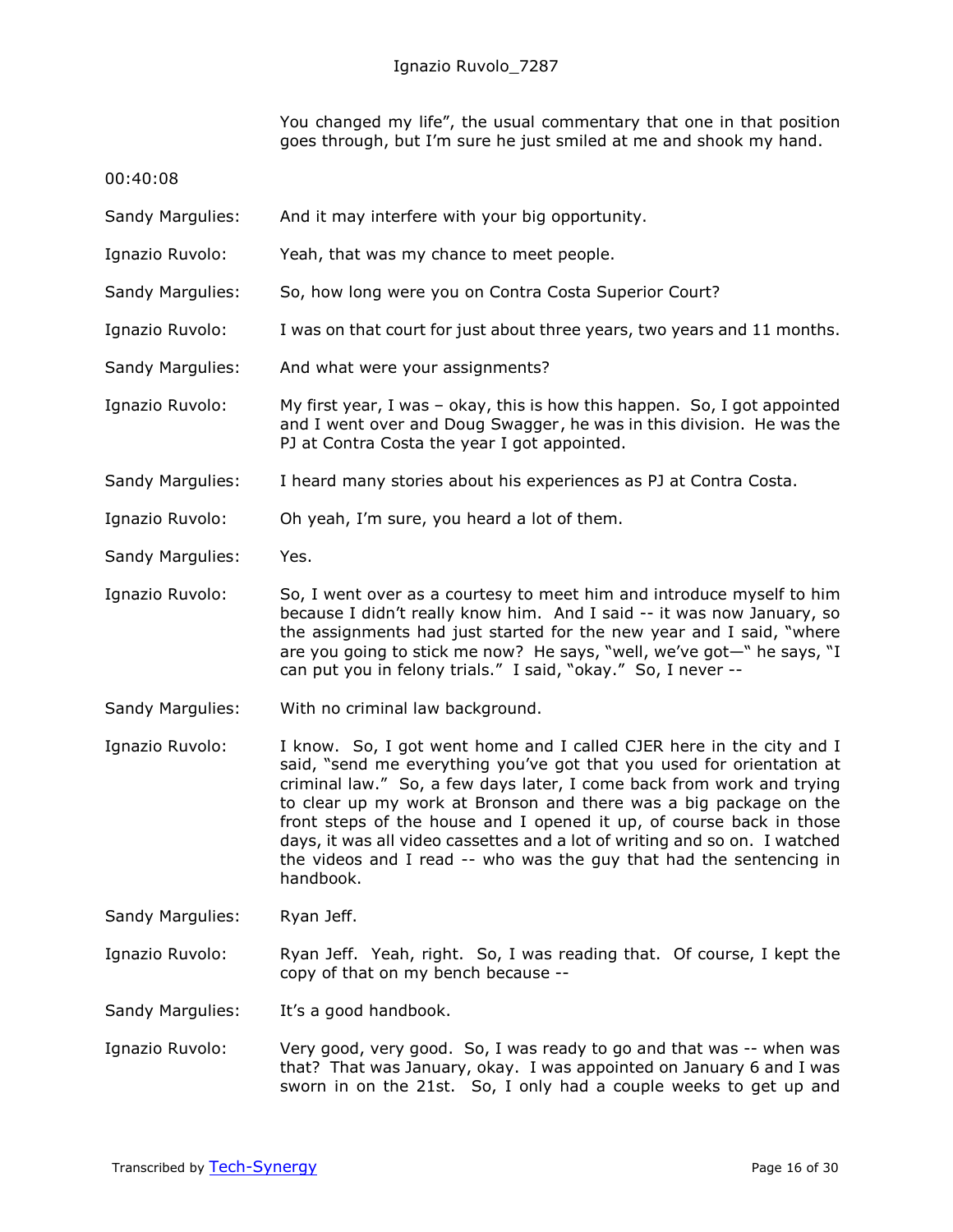You changed my life", the usual commentary that one in that position goes through, but I'm sure he just smiled at me and shook my hand.

00:40:08

Sandy Margulies: And it may interfere with your big opportunity.

Ignazio Ruvolo: Yeah, that was my chance to meet people.

Sandy Margulies: So, how long were you on Contra Costa Superior Court?

Ignazio Ruvolo: I was on that court for just about three years, two years and 11 months.

Sandy Margulies: And what were your assignments?

Ignazio Ruvolo: My first year, I was – okay, this is how this happen. So, I got appointed and I went over and Doug Swagger, he was in this division. He was the PJ at Contra Costa the year I got appointed.

Sandy Margulies: I heard many stories about his experiences as PJ at Contra Costa.

Ignazio Ruvolo: Oh yeah, I'm sure, you heard a lot of them.

Sandy Margulies: Yes.

Ignazio Ruvolo: So, I went over as a courtesy to meet him and introduce myself to him because I didn't really know him. And I said -- it was now January, so the assignments had just started for the new year and I said, "where are you going to stick me now? He says, "well, we've got—" he says, "I can put you in felony trials." I said, "okay." So, I never --

Sandy Margulies: With no criminal law background.

Ignazio Ruvolo: I know. So, I got went home and I called CJER here in the city and I said, "send me everything you've got that you used for orientation at criminal law." So, a few days later, I come back from work and trying to clear up my work at Bronson and there was a big package on the front steps of the house and I opened it up, of course back in those days, it was all video cassettes and a lot of writing and so on. I watched the videos and I read -- who was the guy that had the sentencing in handbook.

Sandy Margulies: Ryan Jeff.

Ignazio Ruvolo: Ryan Jeff. Yeah, right. So, I was reading that. Of course, I kept the copy of that on my bench because --

Sandy Margulies: It's a good handbook.

Ignazio Ruvolo: Very good, very good. So, I was ready to go and that was -- when was that? That was January, okay. I was appointed on January 6 and I was sworn in on the 21st. So, I only had a couple weeks to get up and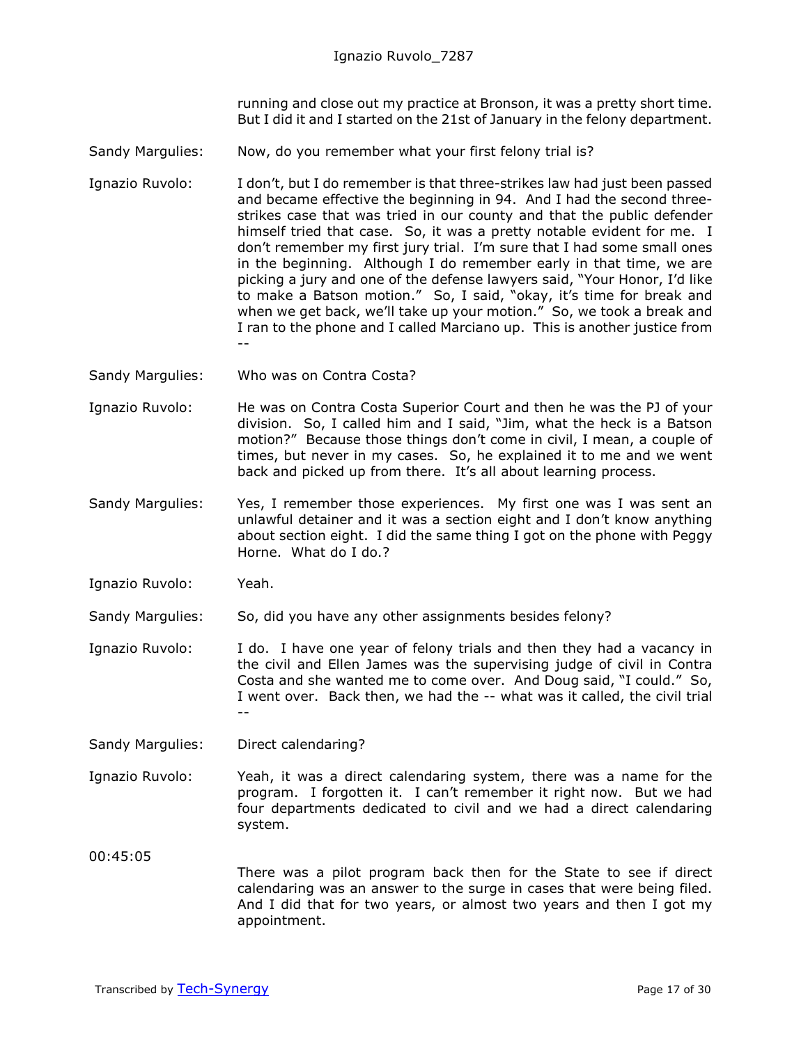running and close out my practice at Bronson, it was a pretty short time. But I did it and I started on the 21st of January in the felony department.

Sandy Margulies: Now, do you remember what your first felony trial is?

Ignazio Ruvolo: I don't, but I do remember is that three-strikes law had just been passed and became effective the beginning in 94. And I had the second three-strikes case that was tried in our county and that the public defender himself tried that case. So, it was a pretty notable evident for me. I don't remember my first jury trial. I'm sure that I had some small ones in the beginning. Although I do remember early in that time, we are picking a jury and one of the defense lawyers said, "Your Honor, I'd like to make a Batson motion." So, I said, "okay, it's time for break and when we get back, we'll take up your motion." So, we took a break and I ran to the phone and I called Marciano up. This is another justice from --

Sandy Margulies: Who was on Contra Costa?

Ignazio Ruvolo: He was on Contra Costa Superior Court and then he was the PJ of your division. So, I called him and I said, "Jim, what the heck is a Batson motion?" Because those things don't come in civil, I mean, a couple of times, but never in my cases. So, he explained it to me and we went back and picked up from there. It's all about learning process.

Sandy Margulies: Yes, I remember those experiences. My first one was I was sent an unlawful detainer and it was a section eight and I don't know anything about section eight. I did the same thing I got on the phone with Peggy Horne. What do I do.?

Ignazio Ruvolo: Yeah.

Sandy Margulies: So, did you have any other assignments besides felony?

Ignazio Ruvolo: I do. I have one year of felony trials and then they had a vacancy in the civil and Ellen James was the supervising judge of civil in Contra Costa and she wanted me to come over. And Doug said, "I could." So, I went over. Back then, we had the -- what was it called, the civil trial --

Sandy Margulies: Direct calendaring?

Ignazio Ruvolo: Yeah, it was a direct calendaring system, there was a name for the program. I forgotten it. I can't remember it right now. But we had four departments dedicated to civil and we had a direct calendaring system.

00:45:05

There was a pilot program back then for the State to see if direct calendaring was an answer to the surge in cases that were being filed. And I did that for two years, or almost two years and then I got my appointment.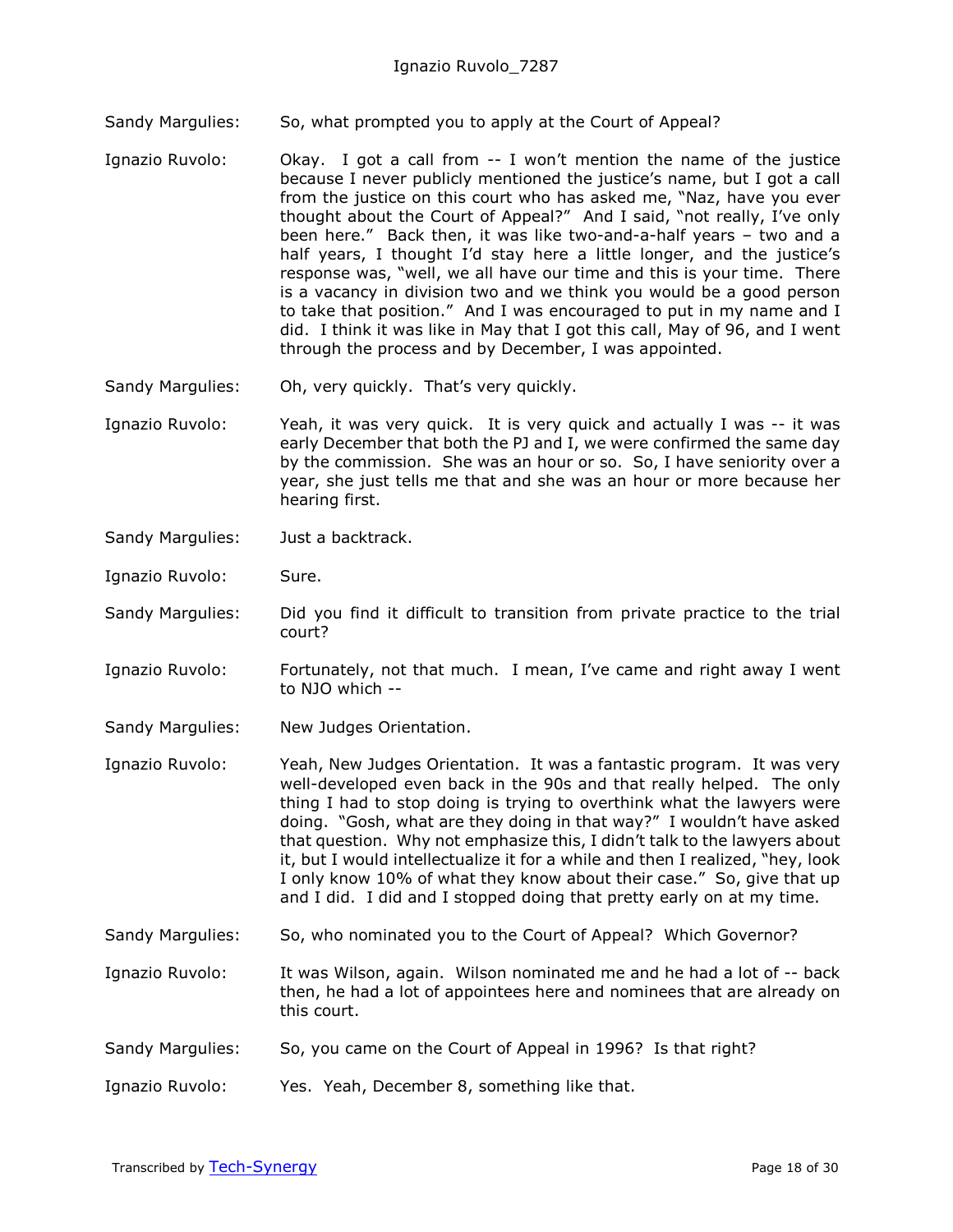Sandy Margulies: So, what prompted you to apply at the Court of Appeal?

Ignazio Ruvolo: Okay. I got a call from -- I won't mention the name of the justice because I never publicly mentioned the justice's name, but I got a call from the justice on this court who has asked me, "Naz, have you ever thought about the Court of Appeal?" And I said, "not really, I've only been here." Back then, it was like two-and-a-half years – two and a half years, I thought I'd stay here a little longer, and the justice's response was, "well, we all have our time and this is your time. There is a vacancy in division two and we think you would be a good person to take that position." And I was encouraged to put in my name and I did. I think it was like in May that I got this call, May of 96, and I went through the process and by December, I was appointed.

Sandy Margulies: Oh, very quickly. That's very quickly.

Ignazio Ruvolo: Yeah, it was very quick. It is very quick and actually I was -- it was early December that both the PJ and I, we were confirmed the same day by the commission. She was an hour or so. So, I have seniority over a year, she just tells me that and she was an hour or more because her hearing first.

Sandy Margulies: Just a backtrack.

Ignazio Ruvolo: Sure.

Sandy Margulies: Did you find it difficult to transition from private practice to the trial court?

Ignazio Ruvolo: Fortunately, not that much. I mean, I've came and right away I went to NJO which --

Sandy Margulies: New Judges Orientation.

Ignazio Ruvolo: Yeah, New Judges Orientation. It was a fantastic program. It was very well-developed even back in the 90s and that really helped. The only thing I had to stop doing is trying to overthink what the lawyers were doing. "Gosh, what are they doing in that way?" I wouldn't have asked that question. Why not emphasize this, I didn't talk to the lawyers about it, but I would intellectualize it for a while and then I realized, "hey, look I only know 10% of what they know about their case." So, give that up and I did. I did and I stopped doing that pretty early on at my time.

Sandy Margulies: So, who nominated you to the Court of Appeal? Which Governor?

Ignazio Ruvolo: It was Wilson, again. Wilson nominated me and he had a lot of -- back then, he had a lot of appointees here and nominees that are already on this court.

Sandy Margulies: So, you came on the Court of Appeal in 1996? Is that right?

Ignazio Ruvolo: Yes. Yeah, December 8, something like that.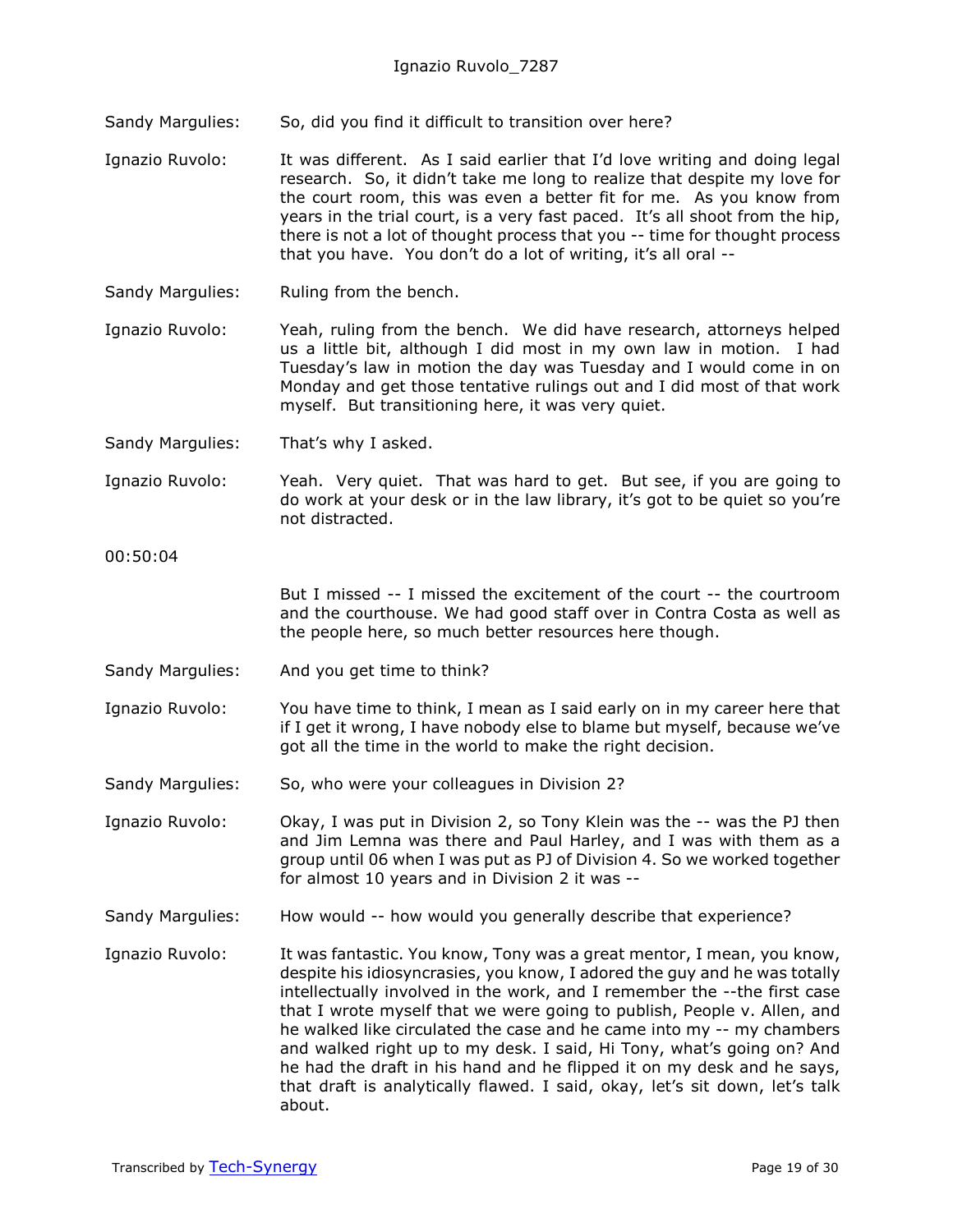Sandy Margulies: So, did you find it difficult to transition over here?

Ignazio Ruvolo: It was different. As I said earlier that I'd love writing and doing legal research. So, it didn't take me long to realize that despite my love for the court room, this was even a better fit for me. As you know from years in the trial court, is a very fast paced. It's all shoot from the hip, there is not a lot of thought process that you -- time for thought process that you have. You don't do a lot of writing, it's all oral --

Sandy Margulies: Ruling from the bench.

Ignazio Ruvolo: Yeah, ruling from the bench. We did have research, attorneys helped us a little bit, although I did most in my own law in motion. I had Tuesday's law in motion the day was Tuesday and I would come in on Monday and get those tentative rulings out and I did most of that work myself. But transitioning here, it was very quiet.

Sandy Margulies: That's why I asked.

Ignazio Ruvolo: Yeah. Very quiet. That was hard to get. But see, if you are going to do work at your desk or in the law library, it's got to be quiet so you're not distracted.

00:50:04

But I missed -- I missed the excitement of the court -- the courtroom and the courthouse. We had good staff over in Contra Costa as well as the people here, so much better resources here though.

Sandy Margulies: And you get time to think?

Ignazio Ruvolo: You have time to think, I mean as I said early on in my career here that if I get it wrong, I have nobody else to blame but myself, because we've got all the time in the world to make the right decision.

Sandy Margulies: So, who were your colleagues in Division 2?

Ignazio Ruvolo: Okay, I was put in Division 2, so Tony Klein was the -- was the PJ then and Jim Lemna was there and Paul Harley, and I was with them as a group until 06 when I was put as PJ of Division 4. So we worked together for almost 10 years and in Division 2 it was --

Sandy Margulies: How would -- how would you generally describe that experience?

Ignazio Ruvolo: It was fantastic. You know, Tony was a great mentor, I mean, you know, despite his idiosyncrasies, you know, I adored the guy and he was totally intellectually involved in the work, and I remember the --the first case that I wrote myself that we were going to publish, People v. Allen, and he walked like circulated the case and he came into my -- my chambers and walked right up to my desk. I said, Hi Tony, what's going on? And he had the draft in his hand and he flipped it on my desk and he says, that draft is analytically flawed. I said, okay, let's sit down, let's talk about.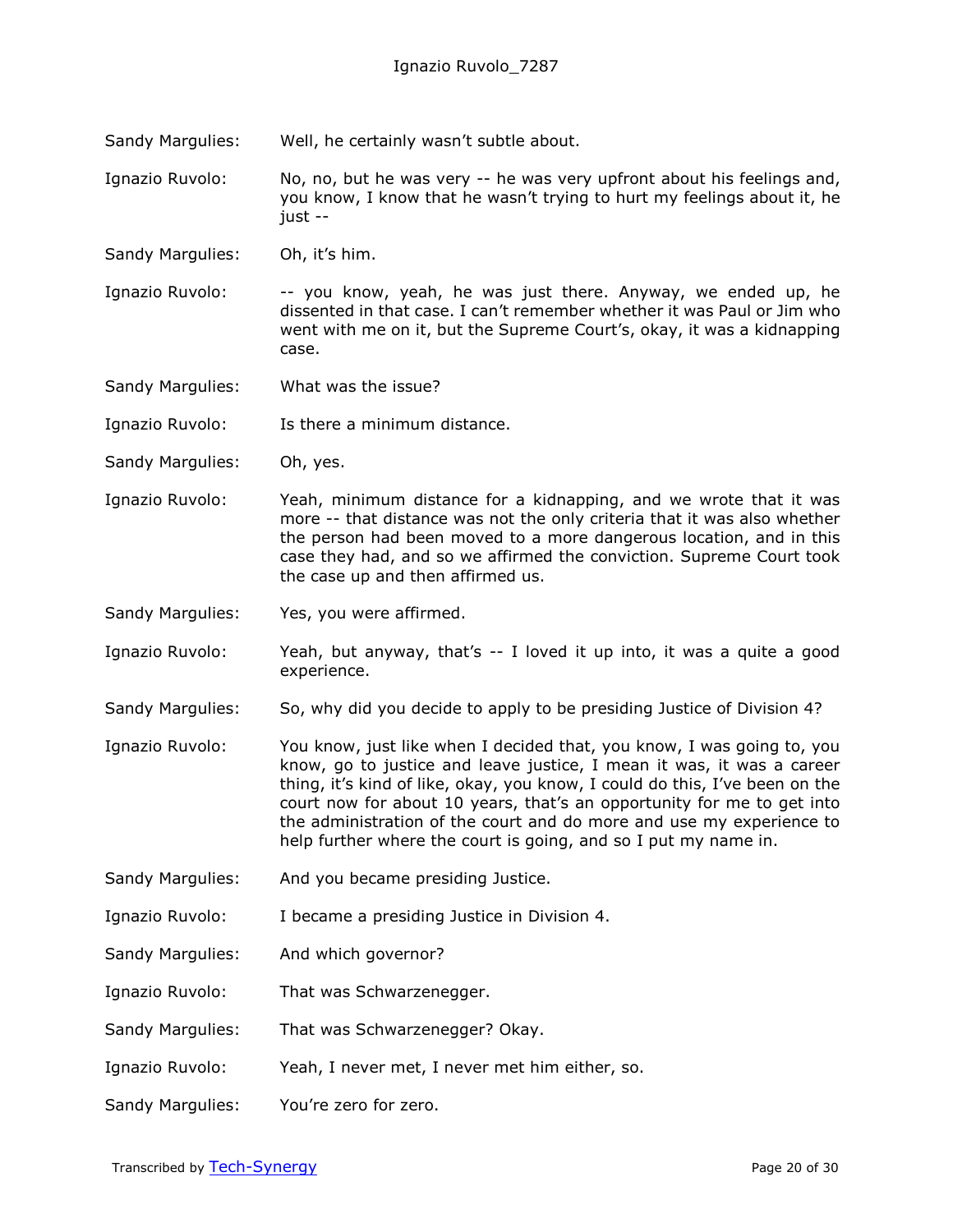Sandy Margulies: Well, he certainly wasn't subtle about.

Ignazio Ruvolo: No, no, but he was very -- he was very upfront about his feelings and, you know, I know that he wasn't trying to hurt my feelings about it, he just --

Sandy Margulies: Oh, it's him.

Ignazio Ruvolo: -- you know, yeah, he was just there. Anyway, we ended up, he dissented in that case. I can't remember whether it was Paul or Jim who went with me on it, but the Supreme Court's, okay, it was a kidnapping case.

Sandy Margulies: What was the issue?

Ignazio Ruvolo: Is there a minimum distance.

Sandy Margulies: Oh, yes.

Ignazio Ruvolo: Yeah, minimum distance for a kidnapping, and we wrote that it was more -- that distance was not the only criteria that it was also whether the person had been moved to a more dangerous location, and in this case they had, and so we affirmed the conviction. Supreme Court took the case up and then affirmed us.

Sandy Margulies: Yes, you were affirmed.

Ignazio Ruvolo: Yeah, but anyway, that's -- I loved it up into, it was a quite a good experience.

Sandy Margulies: So, why did you decide to apply to be presiding Justice of Division 4?

Ignazio Ruvolo: You know, just like when I decided that, you know, I was going to, you know, go to justice and leave justice, I mean it was, it was a career thing, it's kind of like, okay, you know, I could do this, I've been on the court now for about 10 years, that's an opportunity for me to get into the administration of the court and do more and use my experience to help further where the court is going, and so I put my name in.

Sandy Margulies: And you became presiding Justice.

Ignazio Ruvolo: I became a presiding Justice in Division 4.

Sandy Margulies: And which governor?

Ignazio Ruvolo: That was Schwarzenegger.

Sandy Margulies: That was Schwarzenegger? Okay.

Ignazio Ruvolo: Yeah, I never met, I never met him either, so.

Sandy Margulies: You're zero for zero.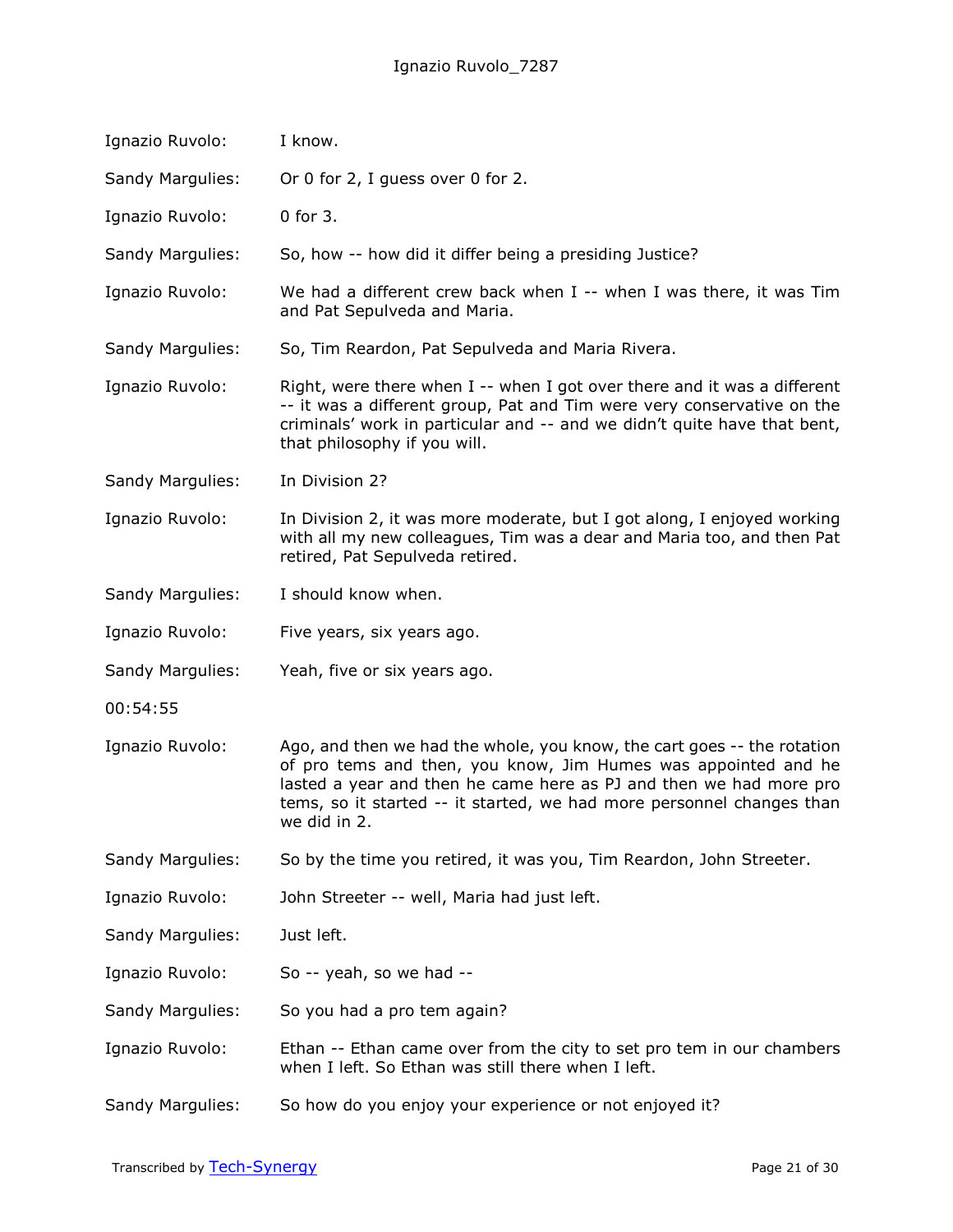Ignazio Ruvolo: I know.

Sandy Margulies: Or 0 for 2, I guess over 0 for 2.

Ignazio Ruvolo: 0 for 3.

Sandy Margulies: So, how -- how did it differ being a presiding Justice?

Ignazio Ruvolo: We had a different crew back when I -- when I was there, it was Tim and Pat Sepulveda and Maria.

Sandy Margulies: So, Tim Reardon, Pat Sepulveda and Maria Rivera.

Ignazio Ruvolo: Right, were there when I -- when I got over there and it was a different -- it was a different group, Pat and Tim were very conservative on the criminals' work in particular and -- and we didn't quite have that bent, that philosophy if you will.

Sandy Margulies: In Division 2?

Ignazio Ruvolo: In Division 2, it was more moderate, but I got along, I enjoyed working with all my new colleagues, Tim was a dear and Maria too, and then Pat retired, Pat Sepulveda retired.

Sandy Margulies: I should know when.

Ignazio Ruvolo: Five years, six years ago.

Sandy Margulies: Yeah, five or six years ago.

00:54:55

Ignazio Ruvolo: Ago, and then we had the whole, you know, the cart goes -- the rotation of pro tems and then, you know, Jim Humes was appointed and he lasted a year and then he came here as PJ and then we had more pro tems, so it started -- it started, we had more personnel changes than we did in 2.

Sandy Margulies: So by the time you retired, it was you, Tim Reardon, John Streeter.

Ignazio Ruvolo: John Streeter -- well, Maria had just left.

Sandy Margulies: Just left.

Ignazio Ruvolo: So -- yeah, so we had --

Sandy Margulies: So you had a pro tem again?

Ignazio Ruvolo: Ethan -- Ethan came over from the city to set pro tem in our chambers when I left. So Ethan was still there when I left.

Sandy Margulies: So how do you enjoy your experience or not enjoyed it?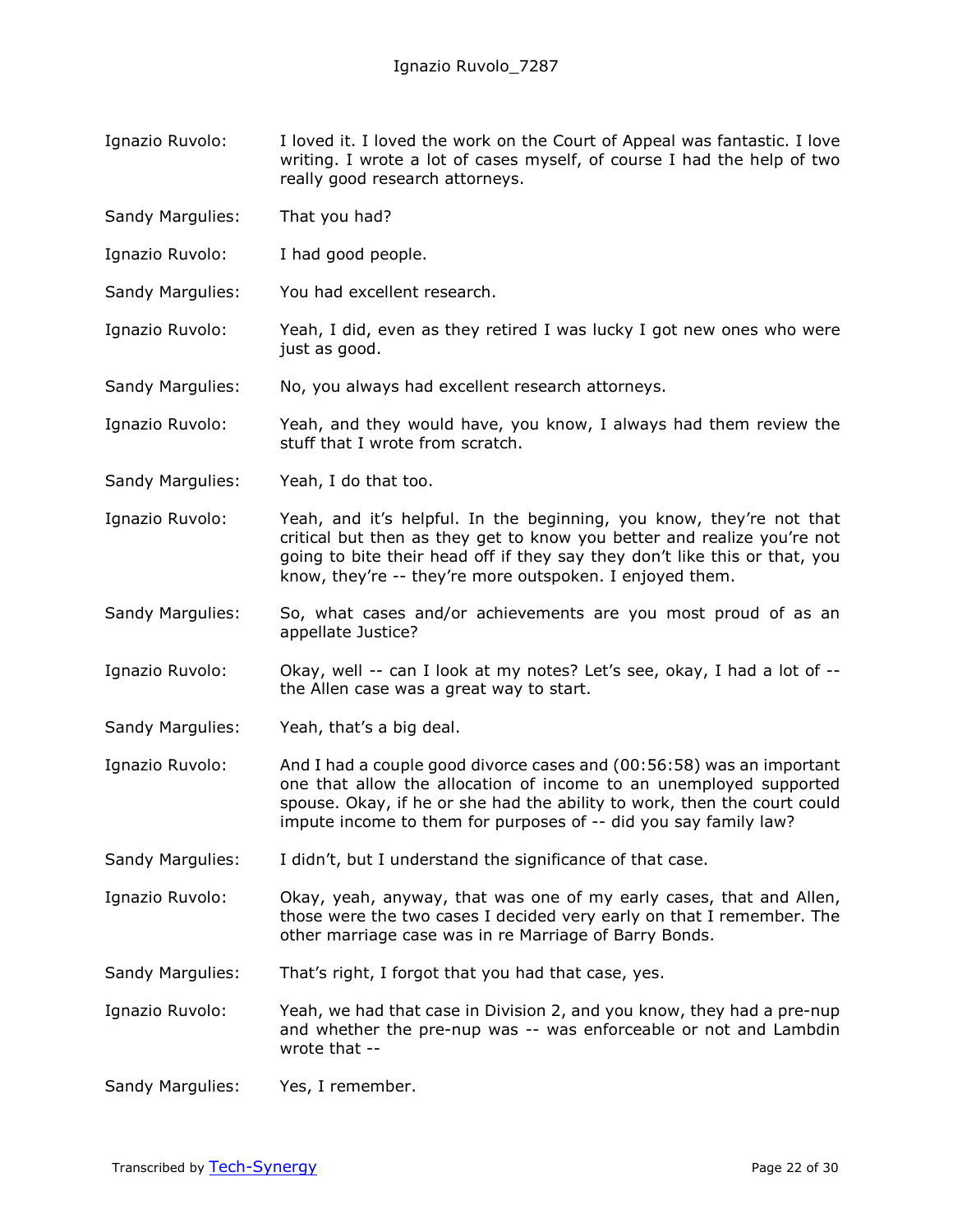Ignazio Ruvolo: I loved it. I loved the work on the Court of Appeal was fantastic. I love writing. I wrote a lot of cases myself, of course I had the help of two really good research attorneys.

Sandy Margulies: That you had?

Ignazio Ruvolo: I had good people.

Sandy Margulies: You had excellent research.

Ignazio Ruvolo: Yeah, I did, even as they retired I was lucky I got new ones who were just as good.

Sandy Margulies: No, you always had excellent research attorneys.

Ignazio Ruvolo: Yeah, and they would have, you know, I always had them review the stuff that I wrote from scratch.

Sandy Margulies: Yeah, I do that too.

Ignazio Ruvolo: Yeah, and it's helpful. In the beginning, you know, they're not that critical but then as they get to know you better and realize you're not going to bite their head off if they say they don't like this or that, you know, they're -- they're more outspoken. I enjoyed them.

Sandy Margulies: So, what cases and/or achievements are you most proud of as an appellate Justice?

Ignazio Ruvolo: Okay, well -- can I look at my notes? Let's see, okay, I had a lot of -- the Allen case was a great way to start.

Sandy Margulies: Yeah, that's a big deal.

Ignazio Ruvolo: And I had a couple good divorce cases and (00:56:58) was an important one that allow the allocation of income to an unemployed supported spouse. Okay, if he or she had the ability to work, then the court could impute income to them for purposes of -- did you say family law?

Sandy Margulies: I didn't, but I understand the significance of that case.

Ignazio Ruvolo: Okay, yeah, anyway, that was one of my early cases, that and Allen, those were the two cases I decided very early on that I remember. The other marriage case was in re Marriage of Barry Bonds.

Sandy Margulies: That's right, I forgot that you had that case, yes.

Ignazio Ruvolo: Yeah, we had that case in Division 2, and you know, they had a pre-nup and whether the pre-nup was -- was enforceable or not and Lambdin wrote that --

Sandy Margulies: Yes, I remember.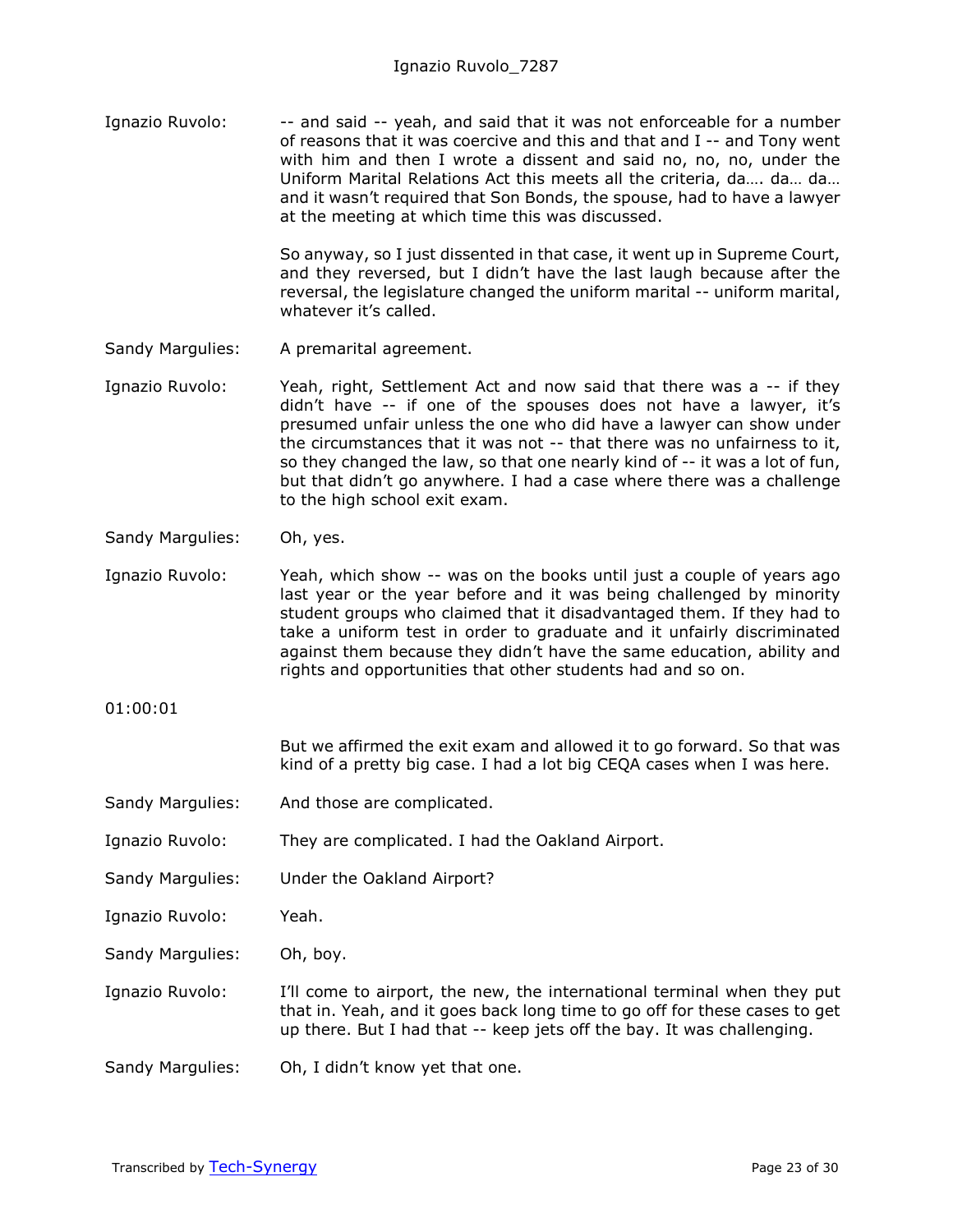Ignazio Ruvolo: -- and said -- yeah, and said that it was not enforceable for a number of reasons that it was coercive and this and that and I -- and Tony went with him and then I wrote a dissent and said no, no, no, under the Uniform Marital Relations Act this meets all the criteria, da…. da… da… and it wasn't required that Son Bonds, the spouse, had to have a lawyer at the meeting at which time this was discussed.

So anyway, so I just dissented in that case, it went up in Supreme Court, and they reversed, but I didn't have the last laugh because after the reversal, the legislature changed the uniform marital -- uniform marital, whatever it's called.

Sandy Margulies: A premarital agreement.

Ignazio Ruvolo: Yeah, right, Settlement Act and now said that there was a -- if they didn't have -- if one of the spouses does not have a lawyer, it's presumed unfair unless the one who did have a lawyer can show under the circumstances that it was not -- that there was no unfairness to it, so they changed the law, so that one nearly kind of -- it was a lot of fun, but that didn't go anywhere. I had a case where there was a challenge to the high school exit exam.

Sandy Margulies: Oh, yes.

Ignazio Ruvolo: Yeah, which show -- was on the books until just a couple of years ago last year or the year before and it was being challenged by minority student groups who claimed that it disadvantaged them. If they had to take a uniform test in order to graduate and it unfairly discriminated against them because they didn't have the same education, ability and rights and opportunities that other students had and so on.

01:00:01

But we affirmed the exit exam and allowed it to go forward. So that was kind of a pretty big case. I had a lot big CEQA cases when I was here.

Sandy Margulies: And those are complicated.

Ignazio Ruvolo: They are complicated. I had the Oakland Airport.

Sandy Margulies: Under the Oakland Airport?

Ignazio Ruvolo: Yeah.

Sandy Margulies: Oh, boy.

Ignazio Ruvolo: I'll come to airport, the new, the international terminal when they put that in. Yeah, and it goes back long time to go off for these cases to get up there. But I had that -- keep jets off the bay. It was challenging.

Sandy Margulies: Oh, I didn't know yet that one.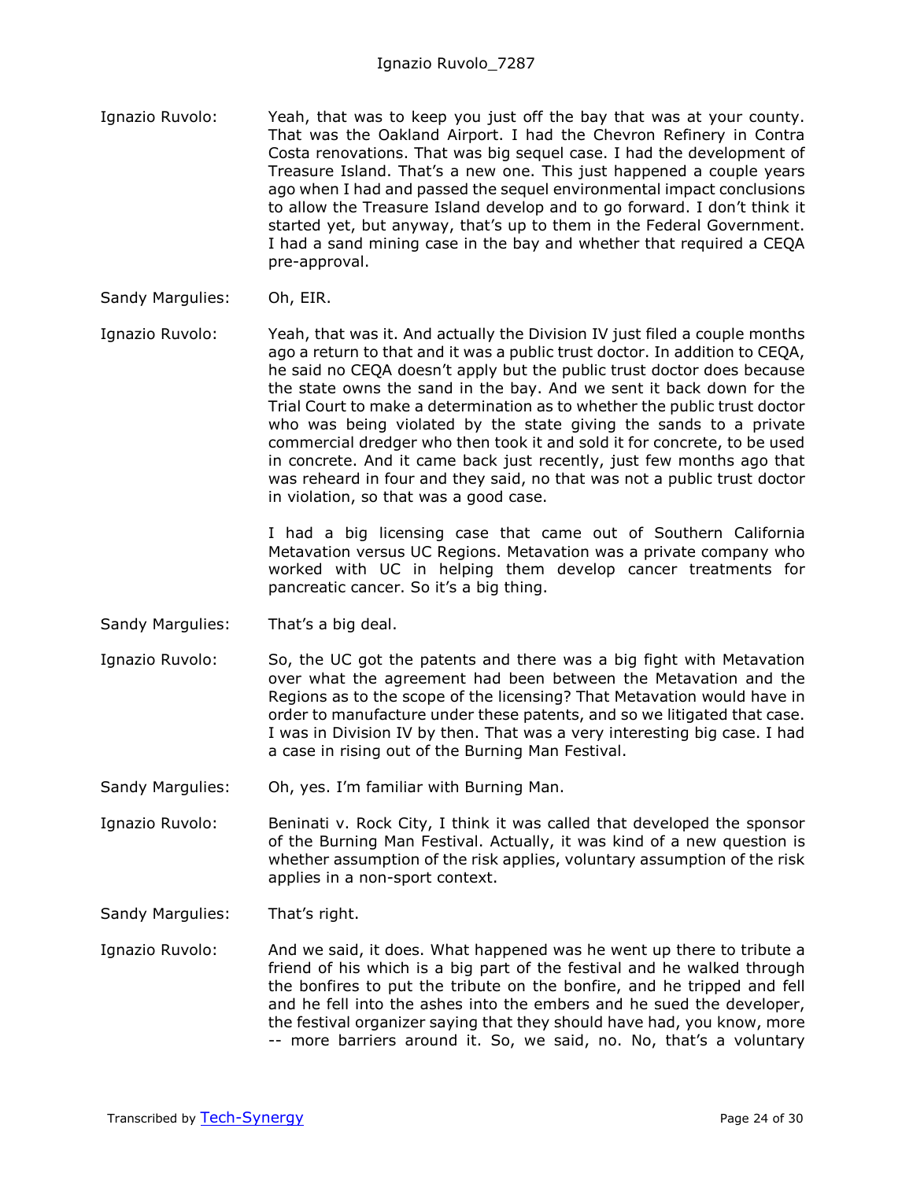Ignazio Ruvolo: Yeah, that was to keep you just off the bay that was at your county. That was the Oakland Airport. I had the Chevron Refinery in Contra Costa renovations. That was big sequel case. I had the development of Treasure Island. That's a new one. This just happened a couple years ago when I had and passed the sequel environmental impact conclusions to allow the Treasure Island develop and to go forward. I don't think it started yet, but anyway, that's up to them in the Federal Government. I had a sand mining case in the bay and whether that required a CEQA pre-approval.

Sandy Margulies: Oh, EIR.

Ignazio Ruvolo: Yeah, that was it. And actually the Division IV just filed a couple months ago a return to that and it was a public trust doctor. In addition to CEQA, he said no CEQA doesn't apply but the public trust doctor does because the state owns the sand in the bay. And we sent it back down for the Trial Court to make a determination as to whether the public trust doctor who was being violated by the state giving the sands to a private commercial dredger who then took it and sold it for concrete, to be used in concrete. And it came back just recently, just few months ago that was reheard in four and they said, no that was not a public trust doctor in violation, so that was a good case.

I had a big licensing case that came out of Southern California Metavation versus UC Regions. Metavation was a private company who worked with UC in helping them develop cancer treatments for pancreatic cancer. So it's a big thing.

Sandy Margulies: That's a big deal.

Ignazio Ruvolo: So, the UC got the patents and there was a big fight with Metavation over what the agreement had been between the Metavation and the Regions as to the scope of the licensing? That Metavation would have in order to manufacture under these patents, and so we litigated that case. I was in Division IV by then. That was a very interesting big case. I had a case in rising out of the Burning Man Festival.

Sandy Margulies: Oh, yes. I'm familiar with Burning Man.

Ignazio Ruvolo: Beninati v. Rock City, I think it was called that developed the sponsor of the Burning Man Festival. Actually, it was kind of a new question is whether assumption of the risk applies, voluntary assumption of the risk applies in a non-sport context.

Sandy Margulies: That's right.

Ignazio Ruvolo: And we said, it does. What happened was he went up there to tribute a friend of his which is a big part of the festival and he walked through the bonfires to put the tribute on the bonfire, and he tripped and fell and he fell into the ashes into the embers and he sued the developer, the festival organizer saying that they should have had, you know, more -- more barriers around it. So, we said, no. No, that's a voluntary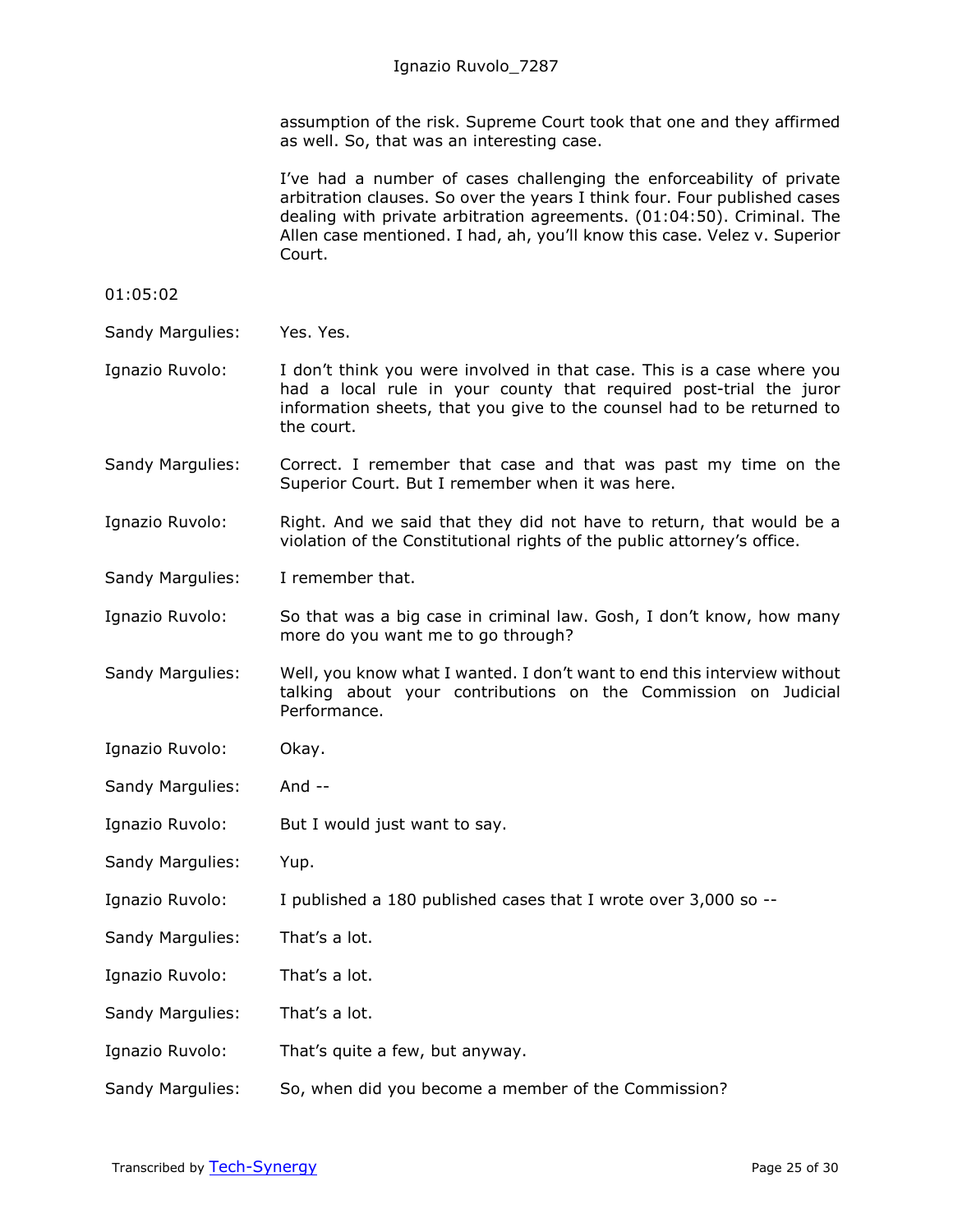assumption of the risk. Supreme Court took that one and they affirmed as well. So, that was an interesting case.

I've had a number of cases challenging the enforceability of private arbitration clauses. So over the years I think four. Four published cases dealing with private arbitration agreements. (01:04:50). Criminal. The Allen case mentioned. I had, ah, you'll know this case. Velez v. Superior Court.

01:05:02

Sandy Margulies: Yes. Yes.

Ignazio Ruvolo: I don't think you were involved in that case. This is a case where you had a local rule in your county that required post-trial the juror information sheets, that you give to the counsel had to be returned to the court.

Sandy Margulies: Correct. I remember that case and that was past my time on the Superior Court. But I remember when it was here.

Ignazio Ruvolo: Right. And we said that they did not have to return, that would be a violation of the Constitutional rights of the public attorney's office.

Sandy Margulies: I remember that.

Ignazio Ruvolo: So that was a big case in criminal law. Gosh, I don't know, how many more do you want me to go through?

Sandy Margulies: Well, you know what I wanted. I don't want to end this interview without talking about your contributions on the Commission on Judicial Performance.

Ignazio Ruvolo: Okay.

Sandy Margulies: And --

Ignazio Ruvolo: But I would just want to say.

Sandy Margulies: Yup.

Ignazio Ruvolo: I published a 180 published cases that I wrote over 3,000 so --

Sandy Margulies: That's a lot.

Ignazio Ruvolo: That's a lot.

Sandy Margulies: That's a lot.

Ignazio Ruvolo: That's quite a few, but anyway.

Sandy Margulies: So, when did you become a member of the Commission?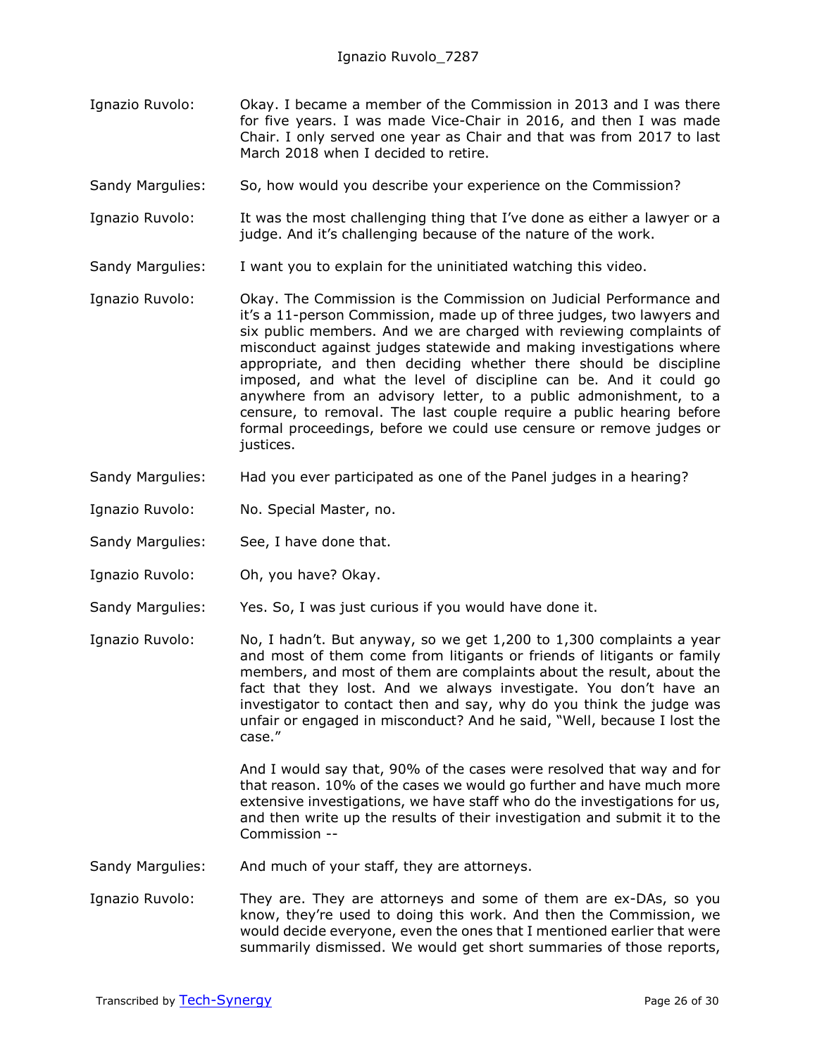Ignazio Ruvolo: Okay. I became a member of the Commission in 2013 and I was there for five years. I was made Vice-Chair in 2016, and then I was made Chair. I only served one year as Chair and that was from 2017 to last March 2018 when I decided to retire.

Sandy Margulies: So, how would you describe your experience on the Commission?

Ignazio Ruvolo: It was the most challenging thing that I've done as either a lawyer or a judge. And it's challenging because of the nature of the work.

Sandy Margulies: I want you to explain for the uninitiated watching this video.

Ignazio Ruvolo: Okay. The Commission is the Commission on Judicial Performance and it's a 11-person Commission, made up of three judges, two lawyers and six public members. And we are charged with reviewing complaints of misconduct against judges statewide and making investigations where appropriate, and then deciding whether there should be discipline imposed, and what the level of discipline can be. And it could go anywhere from an advisory letter, to a public admonishment, to a censure, to removal. The last couple require a public hearing before formal proceedings, before we could use censure or remove judges or justices.

Sandy Margulies: Had you ever participated as one of the Panel judges in a hearing?

Ignazio Ruvolo: No. Special Master, no.

Sandy Margulies: See, I have done that.

Ignazio Ruvolo: Oh, you have? Okay.

Sandy Margulies: Yes. So, I was just curious if you would have done it.

Ignazio Ruvolo: No, I hadn't. But anyway, so we get 1,200 to 1,300 complaints a year and most of them come from litigants or friends of litigants or family members, and most of them are complaints about the result, about the fact that they lost. And we always investigate. You don't have an investigator to contact then and say, why do you think the judge was unfair or engaged in misconduct? And he said, "Well, because I lost the case."

And I would say that, 90% of the cases were resolved that way and for that reason. 10% of the cases we would go further and have much more extensive investigations, we have staff who do the investigations for us, and then write up the results of their investigation and submit it to the Commission --

Sandy Margulies: And much of your staff, they are attorneys.

Ignazio Ruvolo: They are. They are attorneys and some of them are ex-DAs, so you know, they're used to doing this work. And then the Commission, we would decide everyone, even the ones that I mentioned earlier that were summarily dismissed. We would get short summaries of those reports,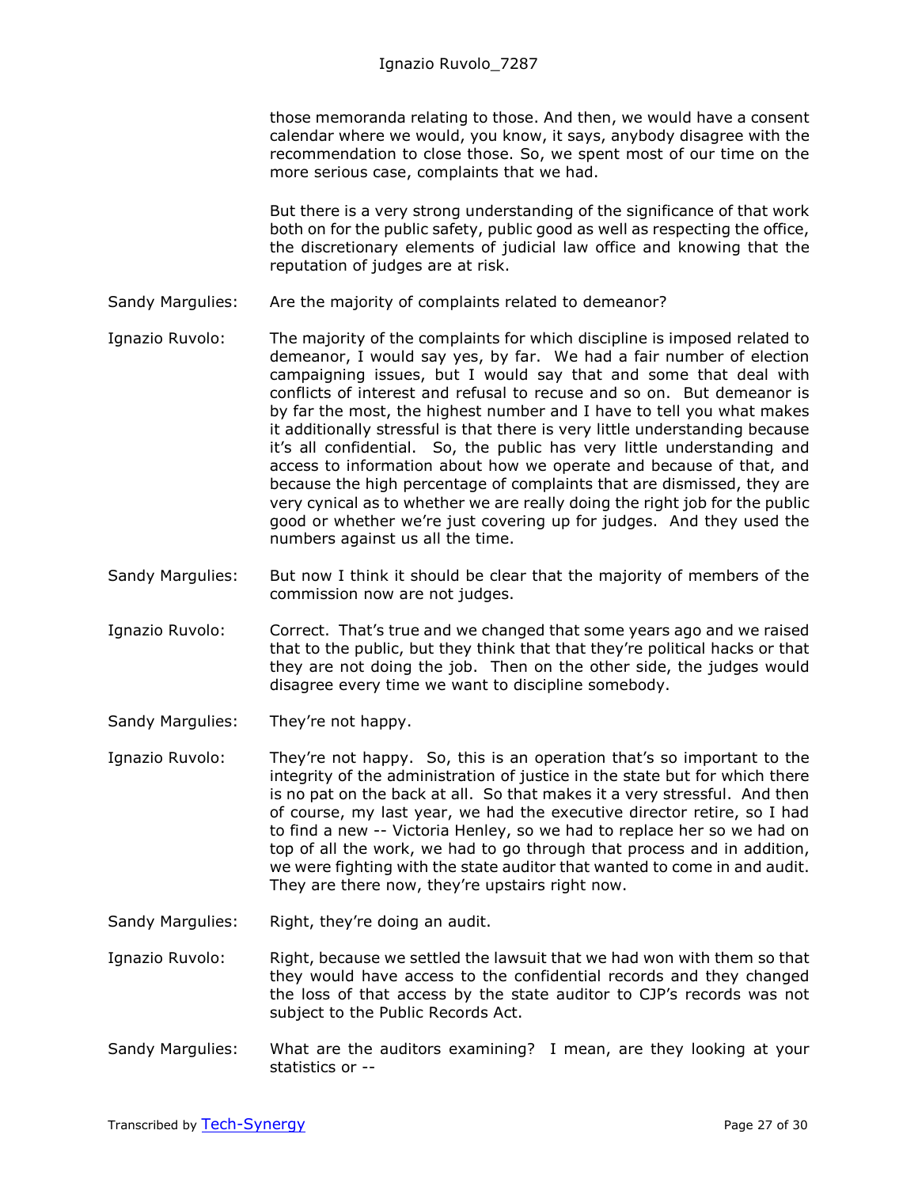those memoranda relating to those. And then, we would have a consent calendar where we would, you know, it says, anybody disagree with the recommendation to close those. So, we spent most of our time on the more serious case, complaints that we had.

But there is a very strong understanding of the significance of that work both on for the public safety, public good as well as respecting the office, the discretionary elements of judicial law office and knowing that the reputation of judges are at risk.

Sandy Margulies: Are the majority of complaints related to demeanor?

Ignazio Ruvolo: The majority of the complaints for which discipline is imposed related to demeanor, I would say yes, by far. We had a fair number of election campaigning issues, but I would say that and some that deal with conflicts of interest and refusal to recuse and so on. But demeanor is by far the most, the highest number and I have to tell you what makes it additionally stressful is that there is very little understanding because it's all confidential. So, the public has very little understanding and access to information about how we operate and because of that, and because the high percentage of complaints that are dismissed, they are very cynical as to whether we are really doing the right job for the public good or whether we're just covering up for judges. And they used the numbers against us all the time.

Sandy Margulies: But now I think it should be clear that the majority of members of the commission now are not judges.

Ignazio Ruvolo: Correct. That's true and we changed that some years ago and we raised that to the public, but they think that that they're political hacks or that they are not doing the job. Then on the other side, the judges would disagree every time we want to discipline somebody.

Sandy Margulies: They're not happy.

Ignazio Ruvolo: They're not happy. So, this is an operation that's so important to the integrity of the administration of justice in the state but for which there is no pat on the back at all. So that makes it a very stressful. And then of course, my last year, we had the executive director retire, so I had to find a new -- Victoria Henley, so we had to replace her so we had on top of all the work, we had to go through that process and in addition, we were fighting with the state auditor that wanted to come in and audit. They are there now, they're upstairs right now.

Sandy Margulies: Right, they're doing an audit.

Ignazio Ruvolo: Right, because we settled the lawsuit that we had won with them so that they would have access to the confidential records and they changed the loss of that access by the state auditor to CJP's records was not subject to the Public Records Act.

Sandy Margulies: What are the auditors examining? I mean, are they looking at your statistics or --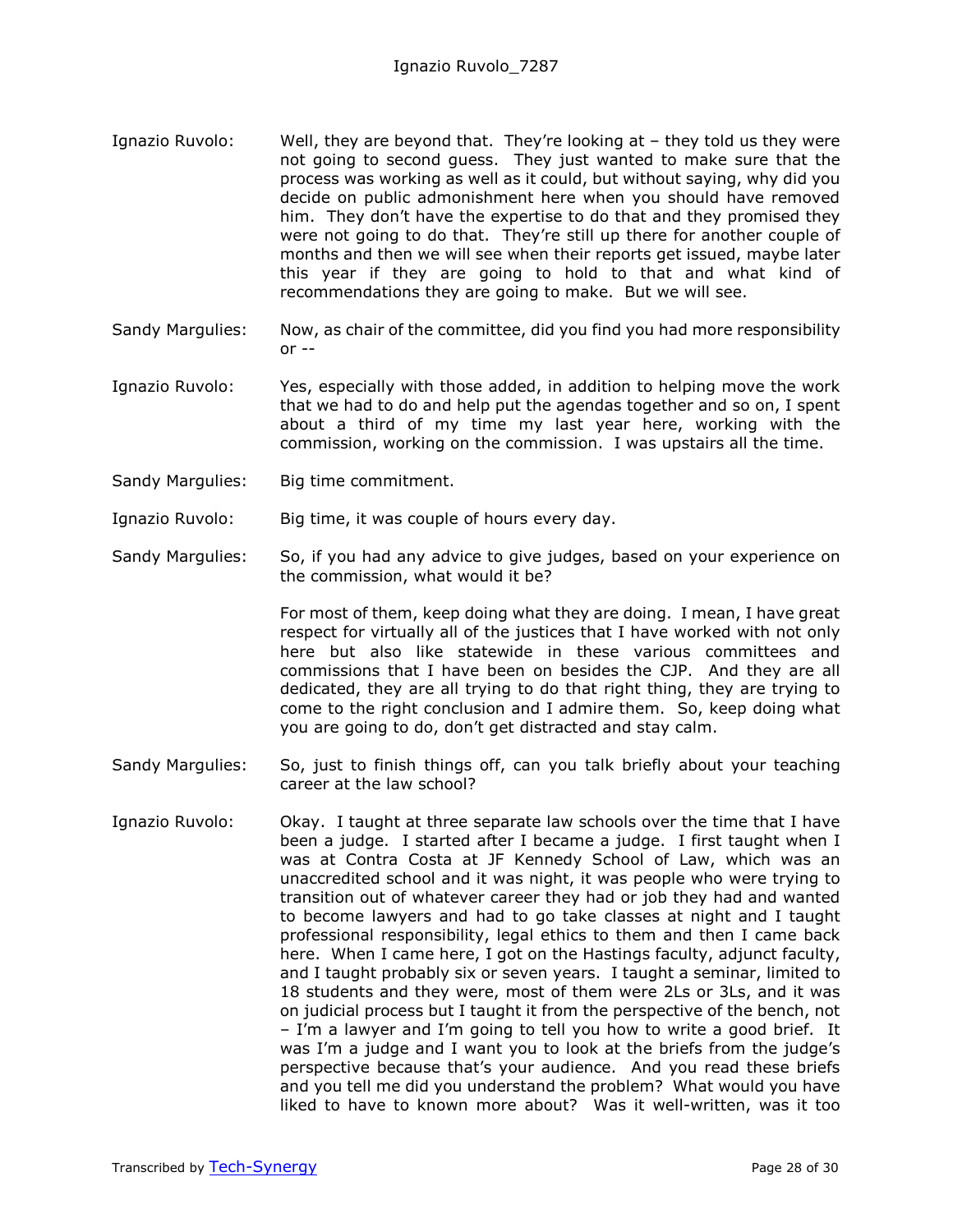Ignazio Ruvolo: Well, they are beyond that. They're looking at – they told us they were not going to second guess. They just wanted to make sure that the process was working as well as it could, but without saying, why did you decide on public admonishment here when you should have removed him. They don't have the expertise to do that and they promised they were not going to do that. They're still up there for another couple of months and then we will see when their reports get issued, maybe later this year if they are going to hold to that and what kind of recommendations they are going to make. But we will see.

Sandy Margulies: Now, as chair of the committee, did you find you had more responsibility or --

Ignazio Ruvolo: Yes, especially with those added, in addition to helping move the work that we had to do and help put the agendas together and so on, I spent about a third of my time my last year here, working with the commission, working on the commission. I was upstairs all the time.

Sandy Margulies: Big time commitment.

Ignazio Ruvolo: Big time, it was couple of hours every day.

Sandy Margulies: So, if you had any advice to give judges, based on your experience on the commission, what would it be?

For most of them, keep doing what they are doing. I mean, I have great respect for virtually all of the justices that I have worked with not only here but also like statewide in these various committees and commissions that I have been on besides the CJP. And they are all dedicated, they are all trying to do that right thing, they are trying to come to the right conclusion and I admire them. So, keep doing what you are going to do, don't get distracted and stay calm.

Sandy Margulies: So, just to finish things off, can you talk briefly about your teaching career at the law school?

Ignazio Ruvolo: Okay. I taught at three separate law schools over the time that I have been a judge. I started after I became a judge. I first taught when I was at Contra Costa at JF Kennedy School of Law, which was an unaccredited school and it was night, it was people who were trying to transition out of whatever career they had or job they had and wanted to become lawyers and had to go take classes at night and I taught professional responsibility, legal ethics to them and then I came back here. When I came here, I got on the Hastings faculty, adjunct faculty, and I taught probably six or seven years. I taught a seminar, limited to 18 students and they were, most of them were 2Ls or 3Ls, and it was on judicial process but I taught it from the perspective of the bench, not – I'm a lawyer and I'm going to tell you how to write a good brief. It was I'm a judge and I want you to look at the briefs from the judge's perspective because that's your audience. And you read these briefs and you tell me did you understand the problem? What would you have liked to have to known more about? Was it well-written, was it too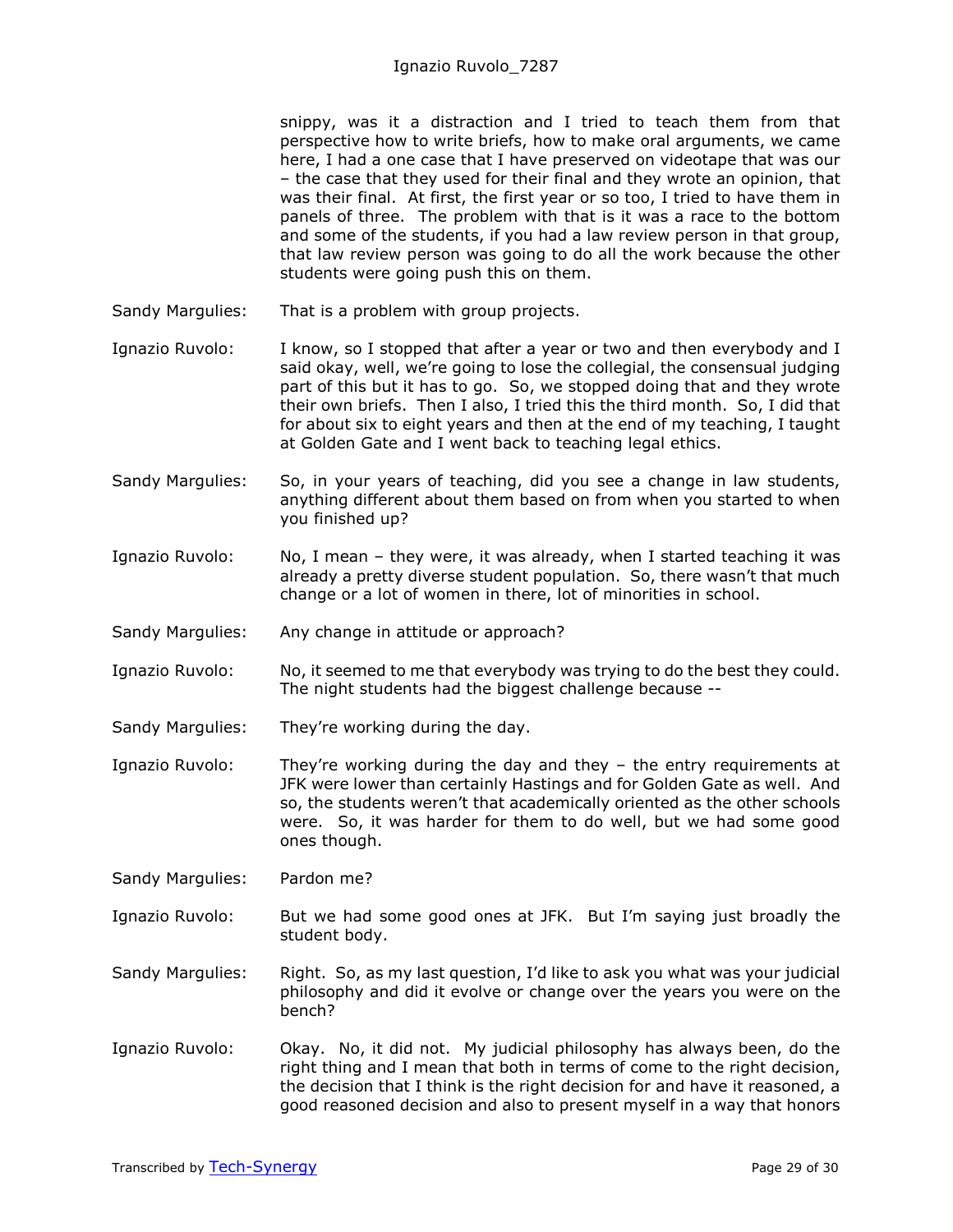snippy, was it a distraction and I tried to teach them from that perspective how to write briefs, how to make oral arguments, we came here, I had a one case that I have preserved on videotape that was our – the case that they used for their final and they wrote an opinion, that was their final. At first, the first year or so too, I tried to have them in panels of three. The problem with that is it was a race to the bottom and some of the students, if you had a law review person in that group, that law review person was going to do all the work because the other students were going push this on them.

Sandy Margulies: That is a problem with group projects.

Ignazio Ruvolo: I know, so I stopped that after a year or two and then everybody and I said okay, well, we're going to lose the collegial, the consensual judging part of this but it has to go. So, we stopped doing that and they wrote their own briefs. Then I also, I tried this the third month. So, I did that for about six to eight years and then at the end of my teaching, I taught at Golden Gate and I went back to teaching legal ethics.

Sandy Margulies: So, in your years of teaching, did you see a change in law students, anything different about them based on from when you started to when you finished up?

Ignazio Ruvolo: No, I mean – they were, it was already, when I started teaching it was already a pretty diverse student population. So, there wasn't that much change or a lot of women in there, lot of minorities in school.

Sandy Margulies: Any change in attitude or approach?

Ignazio Ruvolo: No, it seemed to me that everybody was trying to do the best they could. The night students had the biggest challenge because --

Sandy Margulies: They're working during the day.

Ignazio Ruvolo: They're working during the day and they – the entry requirements at JFK were lower than certainly Hastings and for Golden Gate as well. And so, the students weren't that academically oriented as the other schools were. So, it was harder for them to do well, but we had some good ones though.

Sandy Margulies: Pardon me?

Ignazio Ruvolo: But we had some good ones at JFK. But I'm saying just broadly the student body.

Sandy Margulies: Right. So, as my last question, I'd like to ask you what was your judicial philosophy and did it evolve or change over the years you were on the bench?

Ignazio Ruvolo: Okay. No, it did not. My judicial philosophy has always been, do the right thing and I mean that both in terms of come to the right decision, the decision that I think is the right decision for and have it reasoned, a good reasoned decision and also to present myself in a way that honors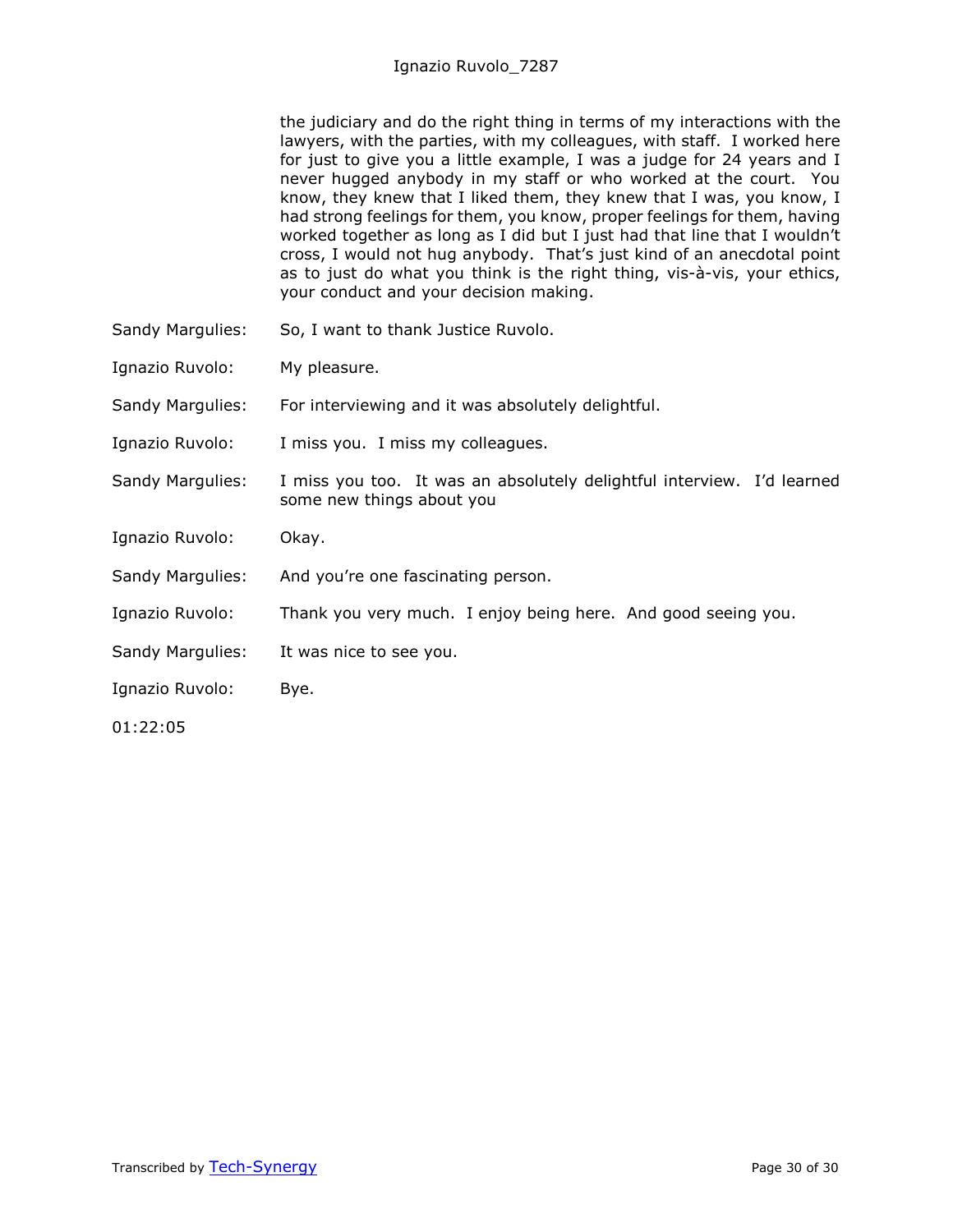the judiciary and do the right thing in terms of my interactions with the lawyers, with the parties, with my colleagues, with staff. I worked here for just to give you a little example, I was a judge for 24 years and I never hugged anybody in my staff or who worked at the court. You know, they knew that I liked them, they knew that I was, you know, I had strong feelings for them, you know, proper feelings for them, having worked together as long as I did but I just had that line that I wouldn't cross, I would not hug anybody. That's just kind of an anecdotal point as to just do what you think is the right thing, vis-à-vis, your ethics, your conduct and your decision making.

Sandy Margulies: So, I want to thank Justice Ruvolo.

Ignazio Ruvolo: My pleasure.

Sandy Margulies: For interviewing and it was absolutely delightful.

Ignazio Ruvolo: I miss you. I miss my colleagues.

Sandy Margulies: I miss you too. It was an absolutely delightful interview. I'd learned some new things about you

Ignazio Ruvolo: Okay.

Sandy Margulies: And you're one fascinating person.

Ignazio Ruvolo: Thank you very much. I enjoy being here. And good seeing you.

Sandy Margulies: It was nice to see you.

Ignazio Ruvolo: Bye.

01:22:05